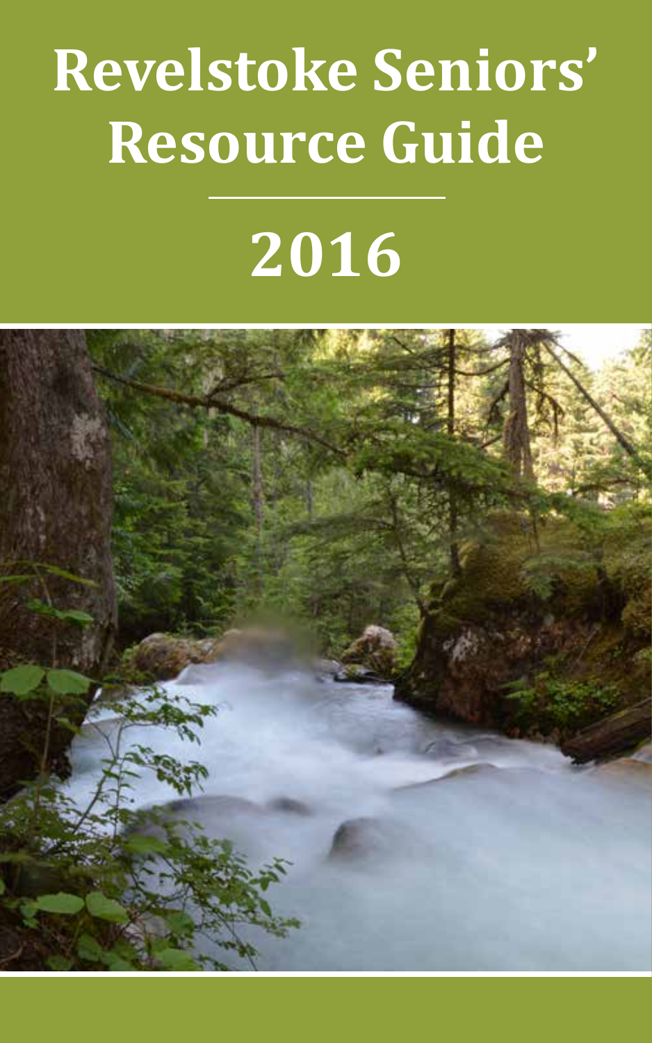# Revelstoke Seniors' Resource Guide

# 2016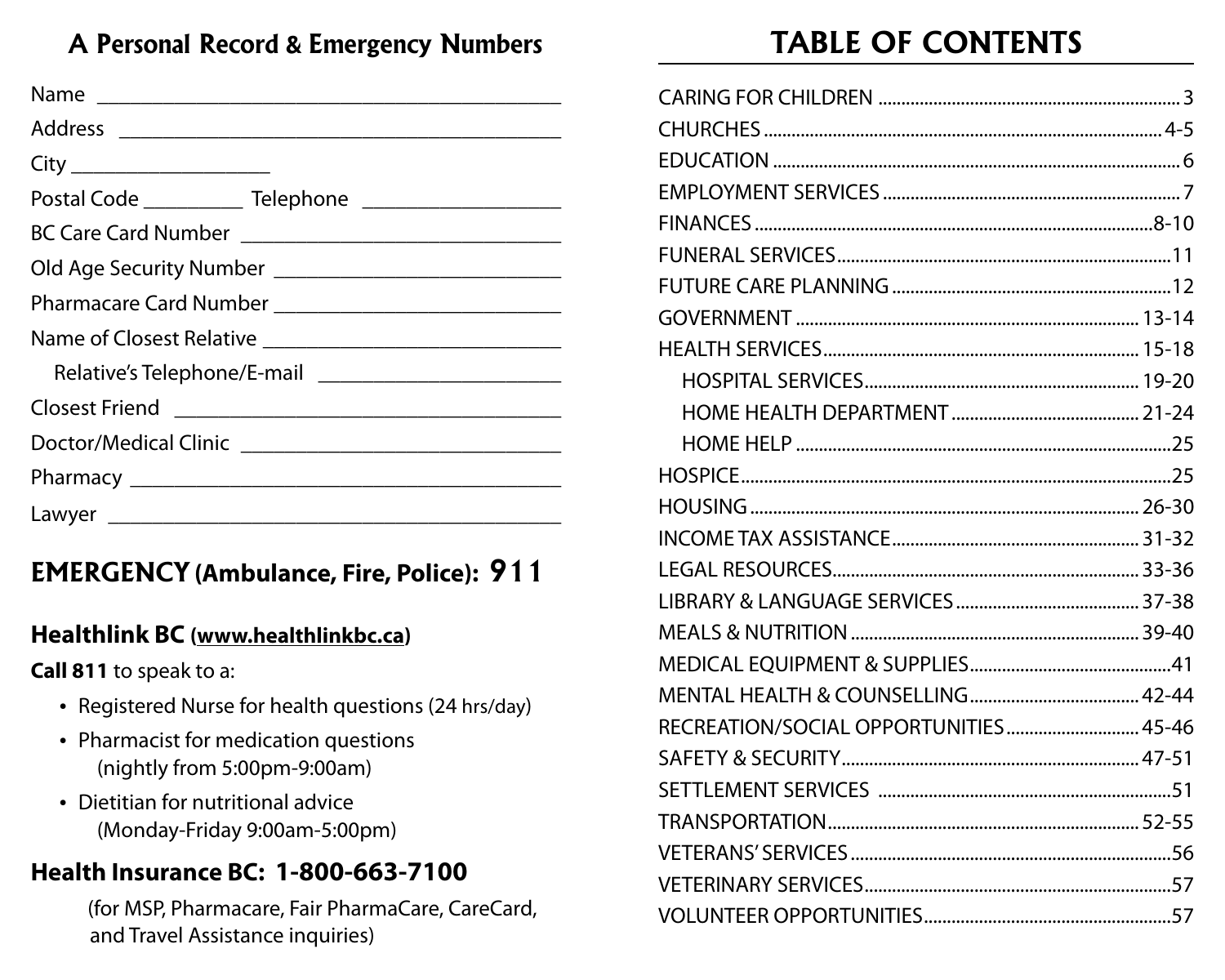## A Personal Record & Emergency Numbers

Name ____________________________________________

Address __________________________________________

City __________________

Postal Code _________ Telephone __________________

BC Care Card Number ______________________________

Old Age Security Number ___________________________

Pharmacare Card Number ___________________________

Name of Closest Relative ____________________________

Relative's Telephone/E-mail _______________________

Closest Friend ____________________________________

Doctor/Medical Clinic ______________________________

Pharmacy ________________________________________

Lawyer __________________________________________

## EMERGENCY (Ambulance, Fire, Police): 911

### Healthlink BC (www.healthlinkbc.ca)

**Call 811** to speak to a:

- Registered Nurse for health questions (24 hrs/day)
- Pharmacist for medication questions (nightly from 5:00pm-9:00am)
- Dietitian for nutritional advice (Monday-Friday 9:00am-5:00pm)

### Health Insurance BC: 1-800-663-7100

(for MSP, Pharmacare, Fair PharmaCare, CareCard, and Travel Assistance inquiries)

# TABLE OF CONTENTS

| Section | Page |
|---|---|
| CARING FOR CHILDREN | 3 |
| CHURCHES | 4-5 |
| EDUCATION | 6 |
| EMPLOYMENT SERVICES | 7 |
| FINANCES | 8-10 |
| FUNERAL SERVICES | 11 |
| FUTURE CARE PLANNING | 12 |
| GOVERNMENT | 13-14 |
| HEALTH SERVICES | 15-18 |
| HOSPITAL SERVICES | 19-20 |
| HOME HEALTH DEPARTMENT | 21-24 |
| HOME HELP | 25 |
| HOSPICE | 25 |
| HOUSING | 26-30 |
| INCOME TAX ASSISTANCE | 31-32 |
| LEGAL RESOURCES | 33-36 |
| LIBRARY & LANGUAGE SERVICES | 37-38 |
| MEALS & NUTRITION | 39-40 |
| MEDICAL EQUIPMENT & SUPPLIES | 41 |
| MENTAL HEALTH & COUNSELLING | 42-44 |
| RECREATION/SOCIAL OPPORTUNITIES | 45-46 |
| SAFETY & SECURITY | 47-51 |
| SETTLEMENT SERVICES | 51 |
| TRANSPORTATION | 52-55 |
| VETERANS' SERVICES | 56 |
| VETERINARY SERVICES | 57 |
| VOLUNTEER OPPORTUNITIES | 57 |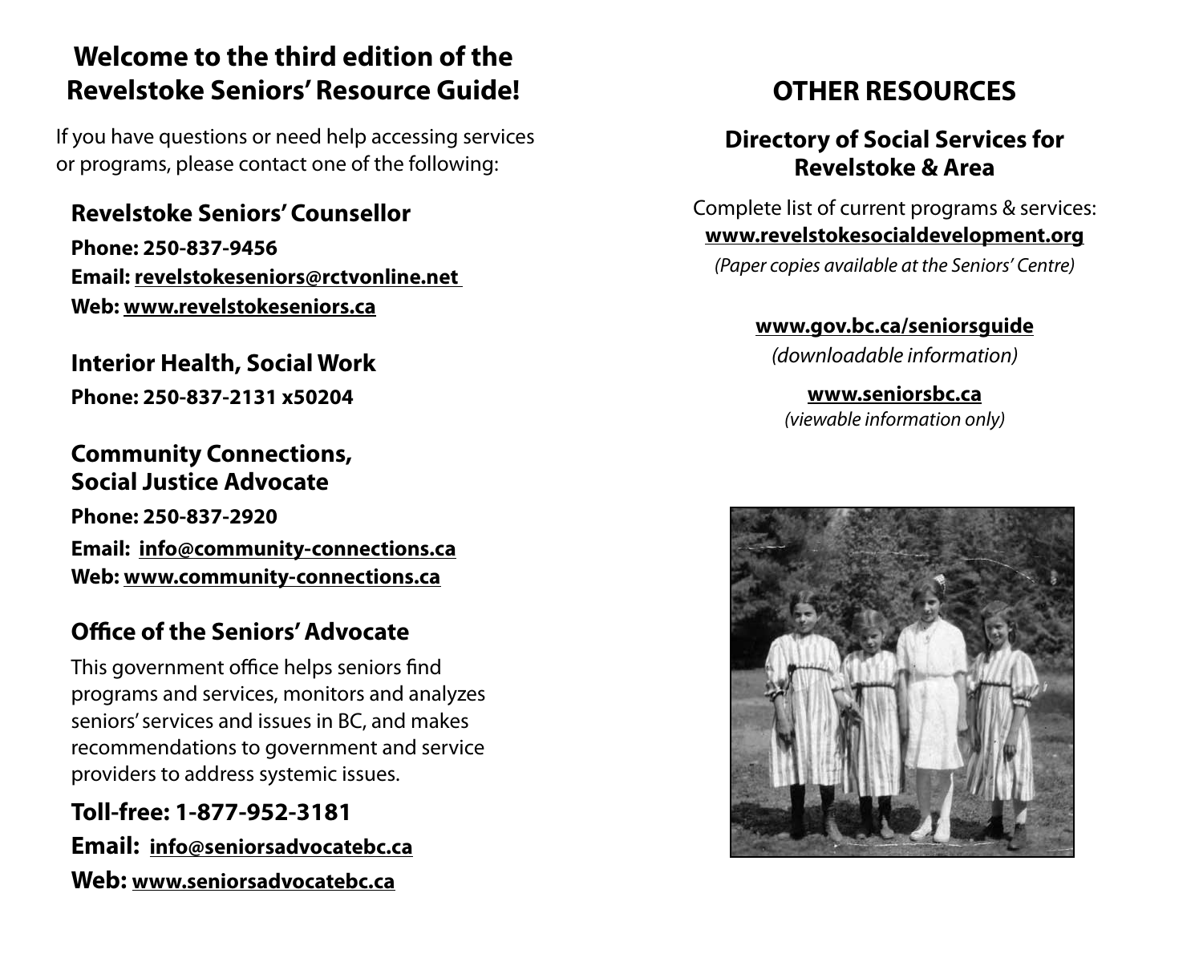# Welcome to the third edition of the Revelstoke Seniors' Resource Guide!

If you have questions or need help accessing services or programs, please contact one of the following:

## Revelstoke Seniors' Counsellor

**Phone: 250-837-9456**
**Email: revelstokeseniors@rctvonline.net**
**Web: www.revelstokeseniors.ca**

## Interior Health, Social Work

**Phone: 250-837-2131 x50204**

## Community Connections, Social Justice Advocate

**Phone: 250-837-2920**
**Email: info@community-connections.ca**
**Web: www.community-connections.ca**

## Office of the Seniors' Advocate

This government office helps seniors find programs and services, monitors and analyzes seniors' services and issues in BC, and makes recommendations to government and service providers to address systemic issues.

**Toll-free: 1-877-952-3181**
**Email: info@seniorsadvocatebc.ca**
**Web: www.seniorsadvocatebc.ca**

# OTHER RESOURCES

## Directory of Social Services for Revelstoke & Area

Complete list of current programs & services:
**www.revelstokesocialdevelopment.org**
*(Paper copies available at the Seniors' Centre)*

**www.gov.bc.ca/seniorsguide**
*(downloadable information)*

**www.seniorsbc.ca**
*(viewable information only)*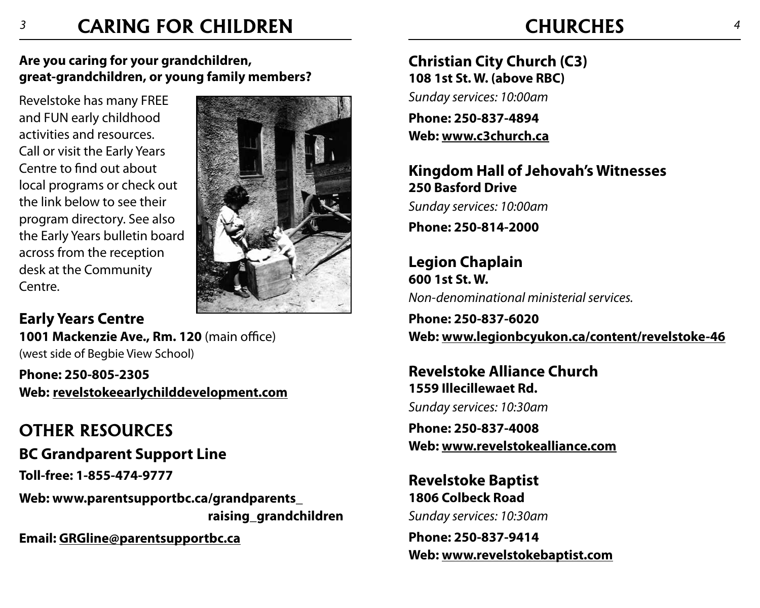# CARING FOR CHILDREN

**Are you caring for your grandchildren, great-grandchildren, or young family members?**

Revelstoke has many FREE and FUN early childhood activities and resources. Call or visit the Early Years Centre to find out about local programs or check out the link below to see their program directory. See also the Early Years bulletin board across from the reception desk at the Community Centre.

### Early Years Centre

**1001 Mackenzie Ave., Rm. 120** (main office)
(west side of Begbie View School)

**Phone: 250-805-2305**
**Web: revelstokeearlychilddevelopment.com**

## OTHER RESOURCES

### BC Grandparent Support Line

**Toll-free: 1-855-474-9777**

**Web: www.parentsupportbc.ca/grandparents_raising_grandchildren**

**Email: GRGline@parentsupportbc.ca**

# CHURCHES

### Christian City Church (C3)

**108 1st St. W. (above RBC)**

*Sunday services: 10:00am*

**Phone: 250-837-4894**
**Web: www.c3church.ca**

### Kingdom Hall of Jehovah's Witnesses

**250 Basford Drive**

*Sunday services: 10:00am*

**Phone: 250-814-2000**

### Legion Chaplain

**600 1st St. W.**

*Non-denominational ministerial services.*

**Phone: 250-837-6020**
**Web: www.legionbcyukon.ca/content/revelstoke-46**

### Revelstoke Alliance Church

**1559 Illecillewaet Rd.**

*Sunday services: 10:30am*

**Phone: 250-837-4008**
**Web: www.revelstokealliance.com**

### Revelstoke Baptist

**1806 Colbeck Road**

*Sunday services: 10:30am*

**Phone: 250-837-9414**
**Web: www.revelstokebaptist.com**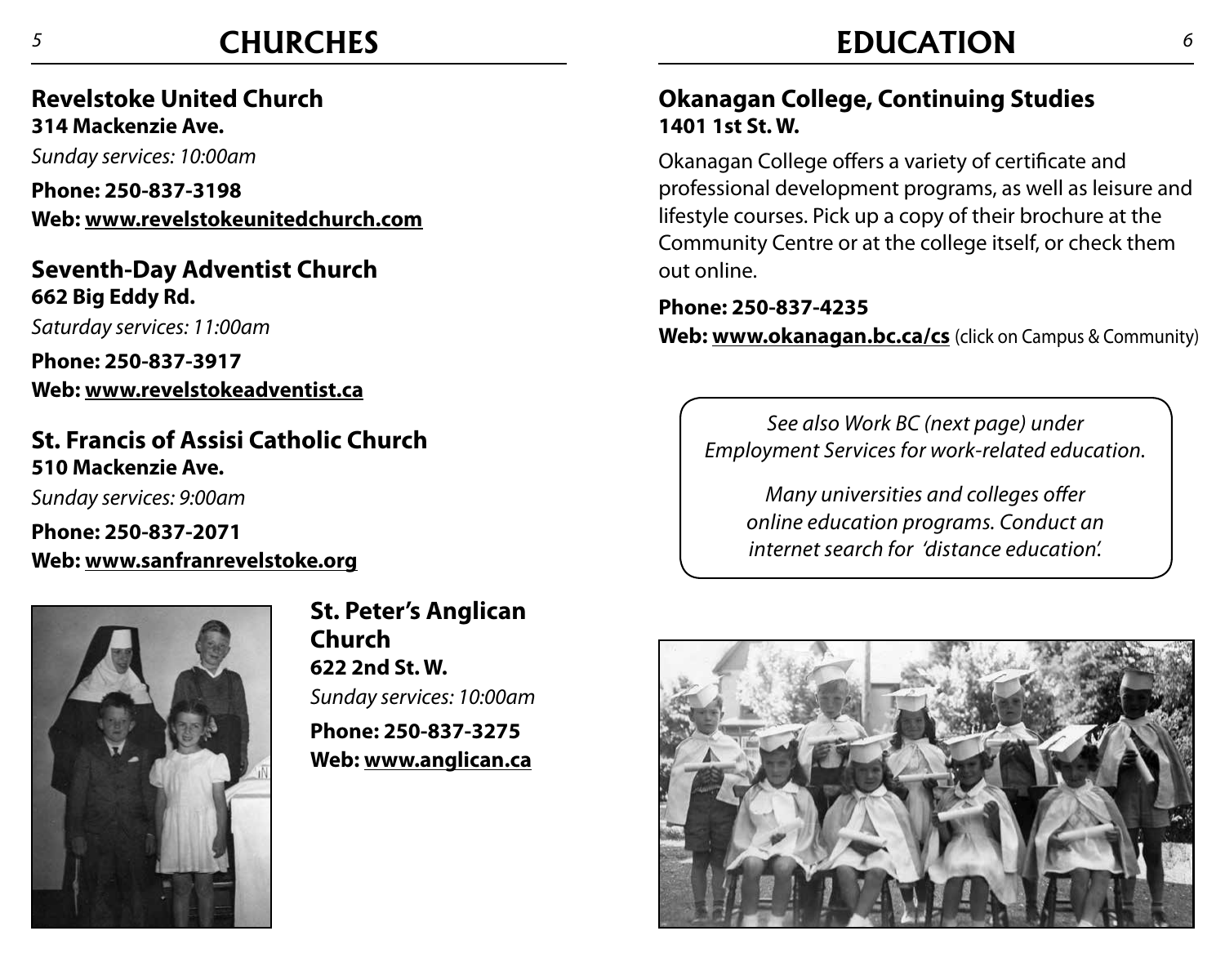# CHURCHES

## Revelstoke United Church

**314 Mackenzie Ave.**

*Sunday services: 10:00am*

**Phone: 250-837-3198**
**Web: www.revelstokeunitedchurch.com**

## Seventh-Day Adventist Church

**662 Big Eddy Rd.**

*Saturday services: 11:00am*

**Phone: 250-837-3917**
**Web: www.revelstokeadventist.ca**

## St. Francis of Assisi Catholic Church

**510 Mackenzie Ave.**

*Sunday services: 9:00am*

**Phone: 250-837-2071**
**Web: www.sanfranrevelstoke.org**

## St. Peter's Anglican Church

**622 2nd St. W.**

*Sunday services: 10:00am*

**Phone: 250-837-3275**
**Web: www.anglican.ca**

# EDUCATION

## Okanagan College, Continuing Studies

**1401 1st St. W.**

Okanagan College offers a variety of certificate and professional development programs, as well as leisure and lifestyle courses. Pick up a copy of their brochure at the Community Centre or at the college itself, or check them out online.

**Phone: 250-837-4235**
**Web: www.okanagan.bc.ca/cs** (click on Campus & Community)

*See also Work BC (next page) under Employment Services for work-related education.*

*Many universities and colleges offer online education programs. Conduct an internet search for 'distance education'.*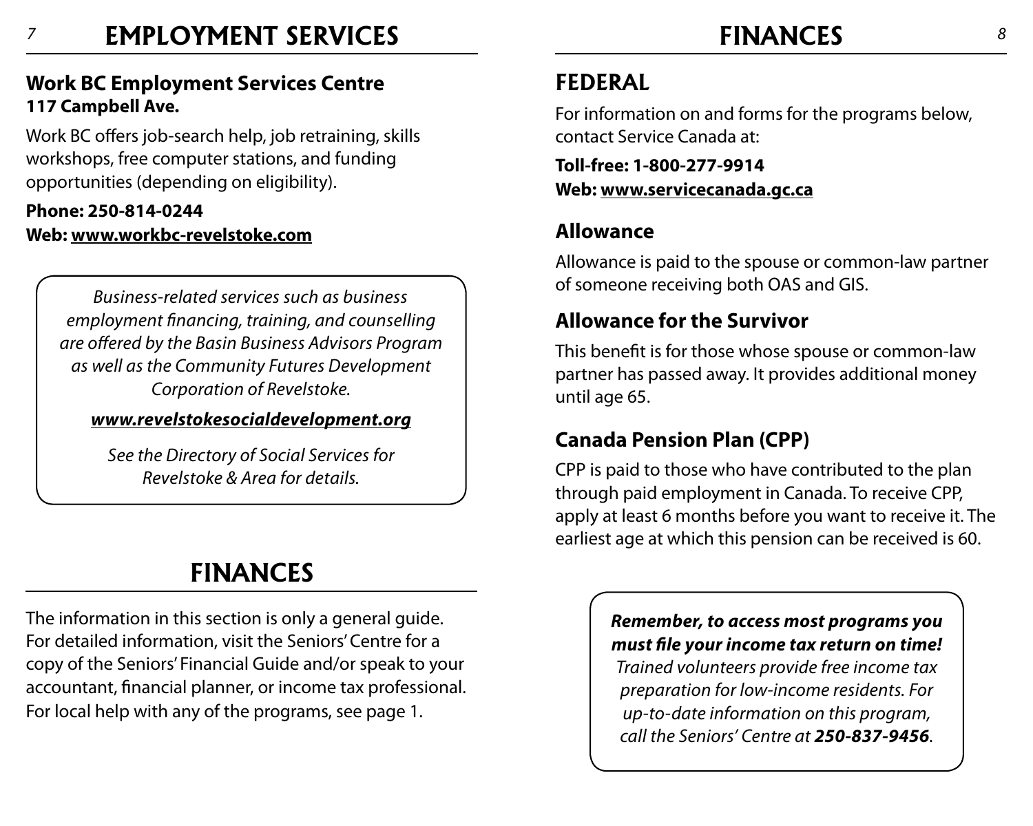# EMPLOYMENT SERVICES

### Work BC Employment Services Centre
**117 Campbell Ave.**

Work BC offers job-search help, job retraining, skills workshops, free computer stations, and funding opportunities (depending on eligibility).

**Phone: 250-814-0244**
**Web: www.workbc-revelstoke.com**

> *Business-related services such as business employment financing, training, and counselling are offered by the Basin Business Advisors Program as well as the Community Futures Development Corporation of Revelstoke.*
>
> ***www.revelstokesocialdevelopment.org***
>
> *See the Directory of Social Services for Revelstoke & Area for details.*

# FINANCES

The information in this section is only a general guide. For detailed information, visit the Seniors' Centre for a copy of the Seniors' Financial Guide and/or speak to your accountant, financial planner, or income tax professional. For local help with any of the programs, see page 1.

## FEDERAL

For information on and forms for the programs below, contact Service Canada at:

**Toll-free: 1-800-277-9914**
**Web: www.servicecanada.gc.ca**

### Allowance

Allowance is paid to the spouse or common-law partner of someone receiving both OAS and GIS.

### Allowance for the Survivor

This benefit is for those whose spouse or common-law partner has passed away. It provides additional money until age 65.

### Canada Pension Plan (CPP)

CPP is paid to those who have contributed to the plan through paid employment in Canada. To receive CPP, apply at least 6 months before you want to receive it. The earliest age at which this pension can be received is 60.

> ***Remember, to access most programs you must file your income tax return on time!*** *Trained volunteers provide free income tax preparation for low-income residents. For up-to-date information on this program, call the Seniors' Centre at* ***250-837-9456****.*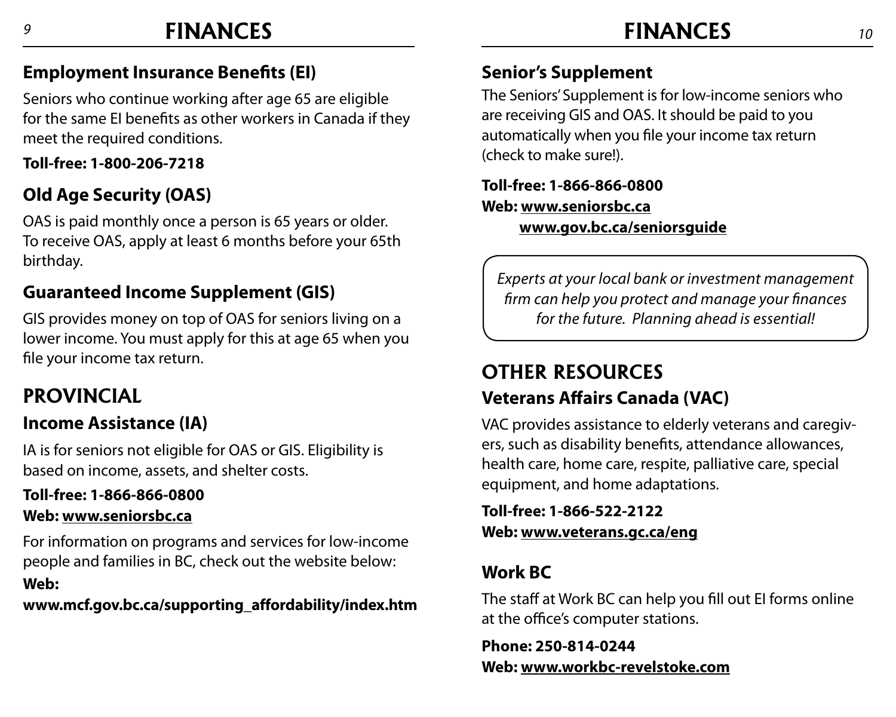## Employment Insurance Benefits (EI)

Seniors who continue working after age 65 are eligible for the same EI benefits as other workers in Canada if they meet the required conditions.

**Toll-free: 1-800-206-7218**

## Old Age Security (OAS)

OAS is paid monthly once a person is 65 years or older. To receive OAS, apply at least 6 months before your 65th birthday.

## Guaranteed Income Supplement (GIS)

GIS provides money on top of OAS for seniors living on a lower income. You must apply for this at age 65 when you file your income tax return.

# PROVINCIAL

## Income Assistance (IA)

IA is for seniors not eligible for OAS or GIS. Eligibility is based on income, assets, and shelter costs.

**Toll-free: 1-866-866-0800**
**Web: www.seniorsbc.ca**

For information on programs and services for low-income people and families in BC, check out the website below:

**Web:**
**www.mcf.gov.bc.ca/supporting_affordability/index.htm**

## Senior's Supplement

The Seniors' Supplement is for low-income seniors who are receiving GIS and OAS. It should be paid to you automatically when you file your income tax return (check to make sure!).

**Toll-free: 1-866-866-0800**
**Web: www.seniorsbc.ca**
**www.gov.bc.ca/seniorsguide**

*Experts at your local bank or investment management firm can help you protect and manage your finances for the future. Planning ahead is essential!*

# OTHER RESOURCES

## Veterans Affairs Canada (VAC)

VAC provides assistance to elderly veterans and caregivers, such as disability benefits, attendance allowances, health care, home care, respite, palliative care, special equipment, and home adaptations.

**Toll-free: 1-866-522-2122**
**Web: www.veterans.gc.ca/eng**

## Work BC

The staff at Work BC can help you fill out EI forms online at the office's computer stations.

**Phone: 250-814-0244**
**Web: www.workbc-revelstoke.com**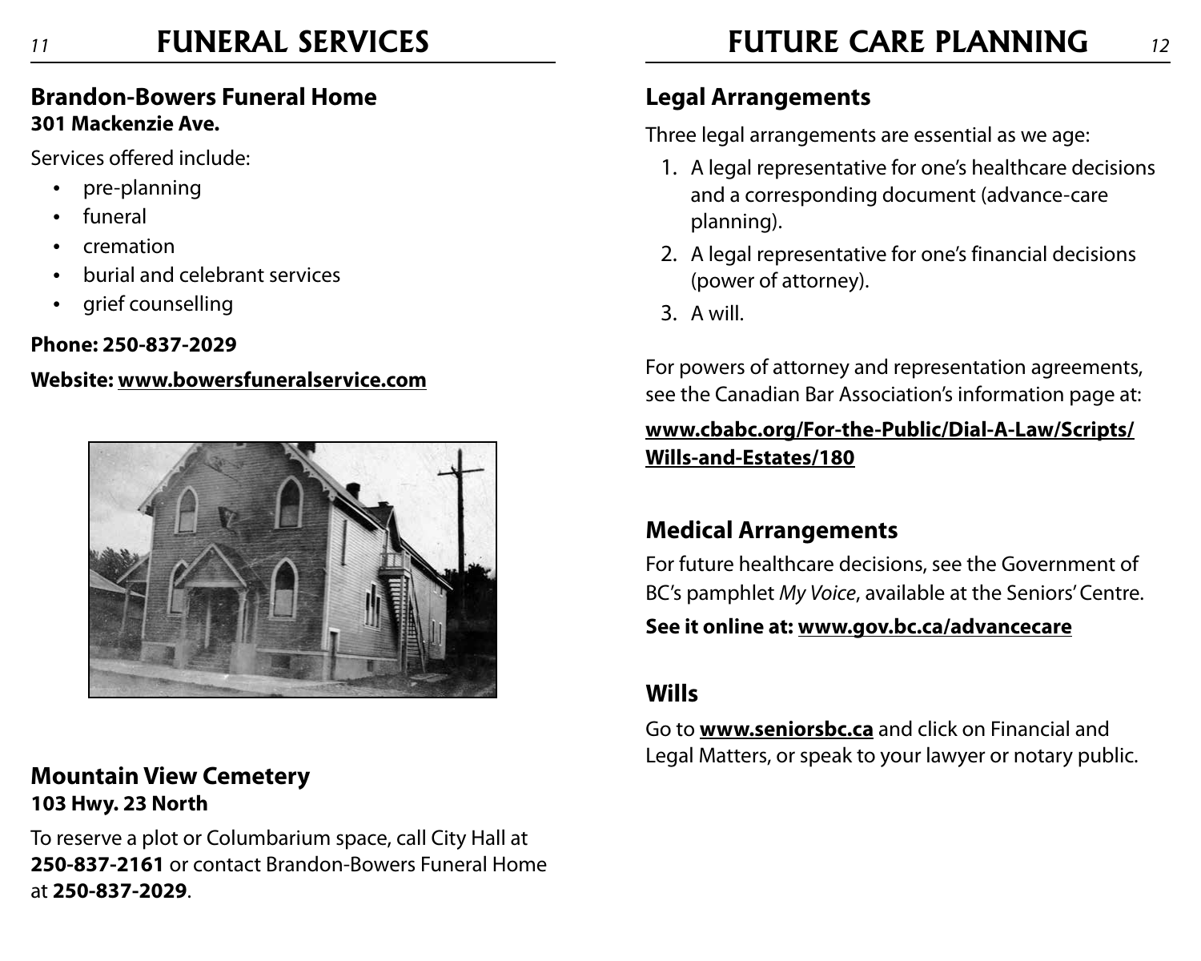# FUNERAL SERVICES

## Brandon-Bowers Funeral Home

**301 Mackenzie Ave.**

Services offered include:

- pre-planning
- funeral
- cremation
- burial and celebrant services
- grief counselling

**Phone: 250-837-2029**

**Website: www.bowersfuneralservice.com**

## Mountain View Cemetery

**103 Hwy. 23 North**

To reserve a plot or Columbarium space, call City Hall at **250-837-2161** or contact Brandon-Bowers Funeral Home at **250-837-2029**.

# FUTURE CARE PLANNING

## Legal Arrangements

Three legal arrangements are essential as we age:

1. A legal representative for one's healthcare decisions and a corresponding document (advance-care planning).
2. A legal representative for one's financial decisions (power of attorney).
3. A will.

For powers of attorney and representation agreements, see the Canadian Bar Association's information page at:

**www.cbabc.org/For-the-Public/Dial-A-Law/Scripts/Wills-and-Estates/180**

## Medical Arrangements

For future healthcare decisions, see the Government of BC's pamphlet *My Voice*, available at the Seniors' Centre.

**See it online at: www.gov.bc.ca/advancecare**

## Wills

Go to **www.seniorsbc.ca** and click on Financial and Legal Matters, or speak to your lawyer or notary public.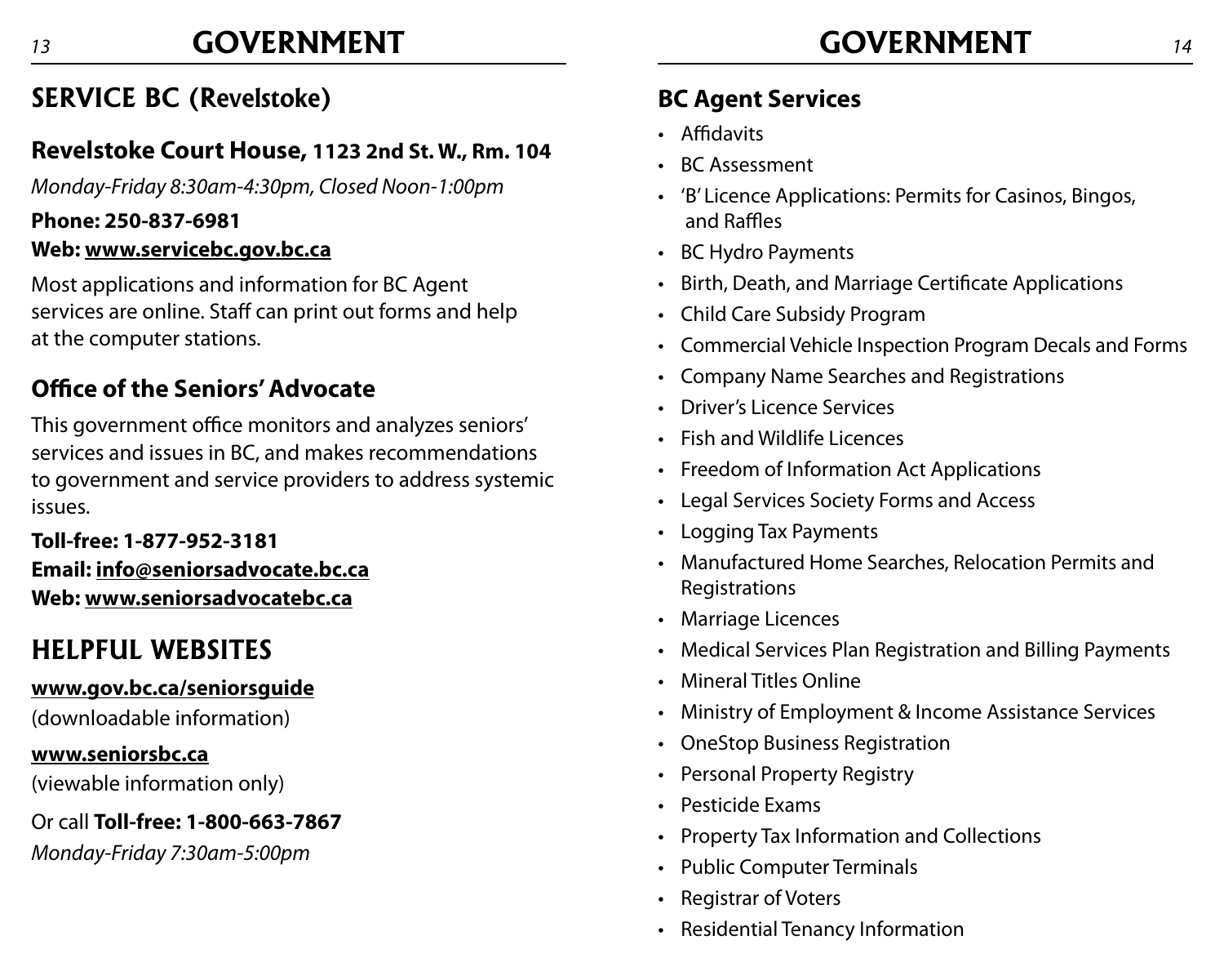# GOVERNMENT

## SERVICE BC (Revelstoke)

### Revelstoke Court House, 1123 2nd St. W., Rm. 104

*Monday-Friday 8:30am-4:30pm, Closed Noon-1:00pm*

**Phone: 250-837-6981**
**Web: www.servicebc.gov.bc.ca**

Most applications and information for BC Agent services are online. Staff can print out forms and help at the computer stations.

### Office of the Seniors' Advocate

This government office monitors and analyzes seniors' services and issues in BC, and makes recommendations to government and service providers to address systemic issues.

**Toll-free: 1-877-952-3181**
**Email: info@seniorsadvocate.bc.ca**
**Web: www.seniorsadvocatebc.ca**

## HELPFUL WEBSITES

**www.gov.bc.ca/seniorsguide**
(downloadable information)

**www.seniorsbc.ca**
(viewable information only)

Or call **Toll-free: 1-800-663-7867**
*Monday-Friday 7:30am-5:00pm*

### BC Agent Services

- Affidavits
- BC Assessment
- 'B' Licence Applications: Permits for Casinos, Bingos, and Raffles
- BC Hydro Payments
- Birth, Death, and Marriage Certificate Applications
- Child Care Subsidy Program
- Commercial Vehicle Inspection Program Decals and Forms
- Company Name Searches and Registrations
- Driver's Licence Services
- Fish and Wildlife Licences
- Freedom of Information Act Applications
- Legal Services Society Forms and Access
- Logging Tax Payments
- Manufactured Home Searches, Relocation Permits and Registrations
- Marriage Licences
- Medical Services Plan Registration and Billing Payments
- Mineral Titles Online
- Ministry of Employment & Income Assistance Services
- OneStop Business Registration
- Personal Property Registry
- Pesticide Exams
- Property Tax Information and Collections
- Public Computer Terminals
- Registrar of Voters
- Residential Tenancy Information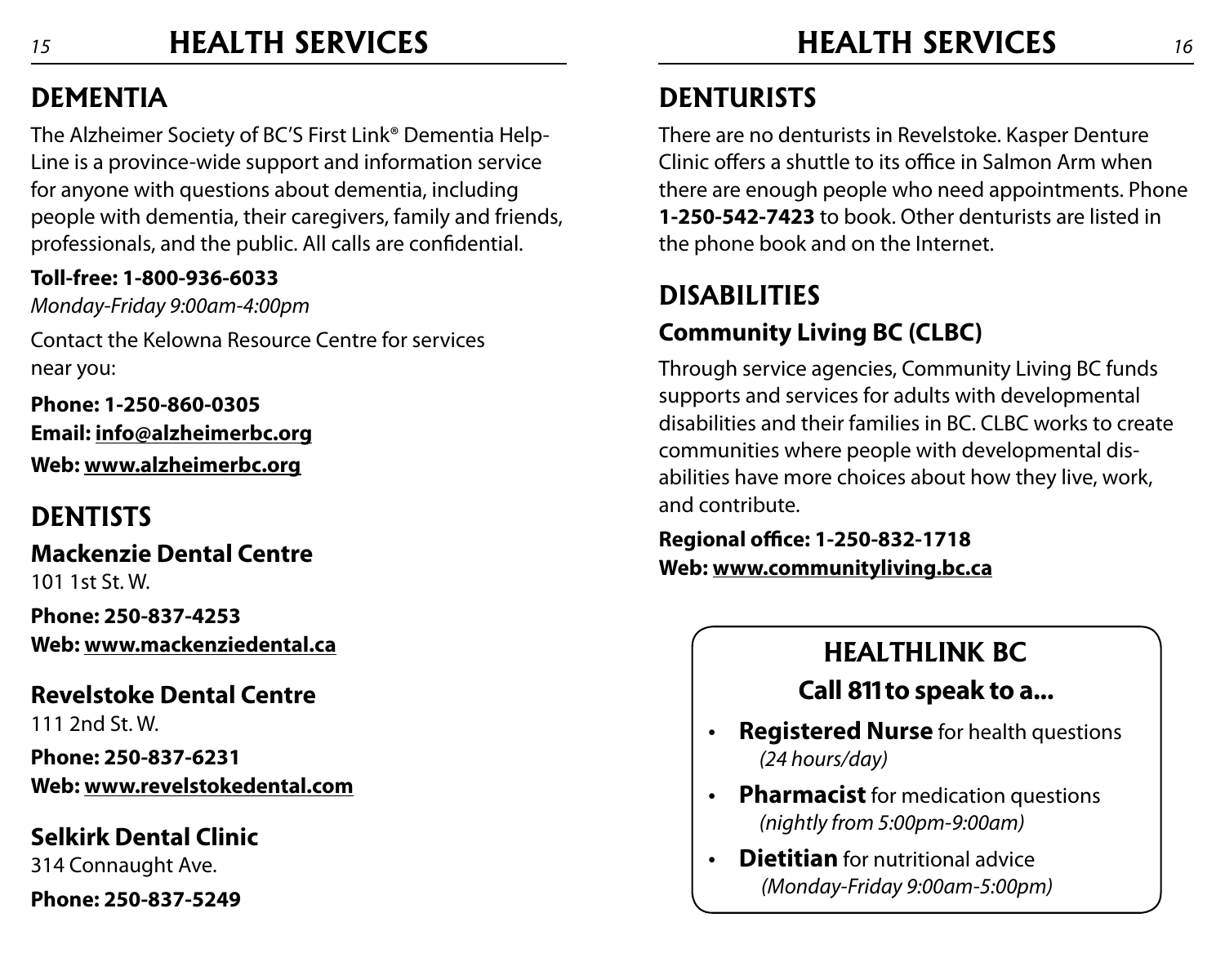## DEMENTIA

The Alzheimer Society of BC'S First Link® Dementia Help-Line is a province-wide support and information service for anyone with questions about dementia, including people with dementia, their caregivers, family and friends, professionals, and the public. All calls are confidential.

**Toll-free: 1-800-936-6033**
*Monday-Friday 9:00am-4:00pm*

Contact the Kelowna Resource Centre for services near you:

**Phone: 1-250-860-0305**
**Email: info@alzheimerbc.org**
**Web: www.alzheimerbc.org**

## DENTISTS

### Mackenzie Dental Centre

101 1st St. W.

**Phone: 250-837-4253**
**Web: www.mackenziedental.ca**

### Revelstoke Dental Centre

111 2nd St. W.

**Phone: 250-837-6231**
**Web: www.revelstokedental.com**

### Selkirk Dental Clinic

314 Connaught Ave.

**Phone: 250-837-5249**

## DENTURISTS

There are no denturists in Revelstoke. Kasper Denture Clinic offers a shuttle to its office in Salmon Arm when there are enough people who need appointments. Phone **1-250-542-7423** to book. Other denturists are listed in the phone book and on the Internet.

## DISABILITIES

### Community Living BC (CLBC)

Through service agencies, Community Living BC funds supports and services for adults with developmental disabilities and their families in BC. CLBC works to create communities where people with developmental dis-abilities have more choices about how they live, work, and contribute.

**Regional office: 1-250-832-1718**
**Web: www.communityliving.bc.ca**

## HEALTHLINK BC

**Call 811 to speak to a...**

- **Registered Nurse** for health questions *(24 hours/day)*
- **Pharmacist** for medication questions *(nightly from 5:00pm-9:00am)*
- **Dietitian** for nutritional advice *(Monday-Friday 9:00am-5:00pm)*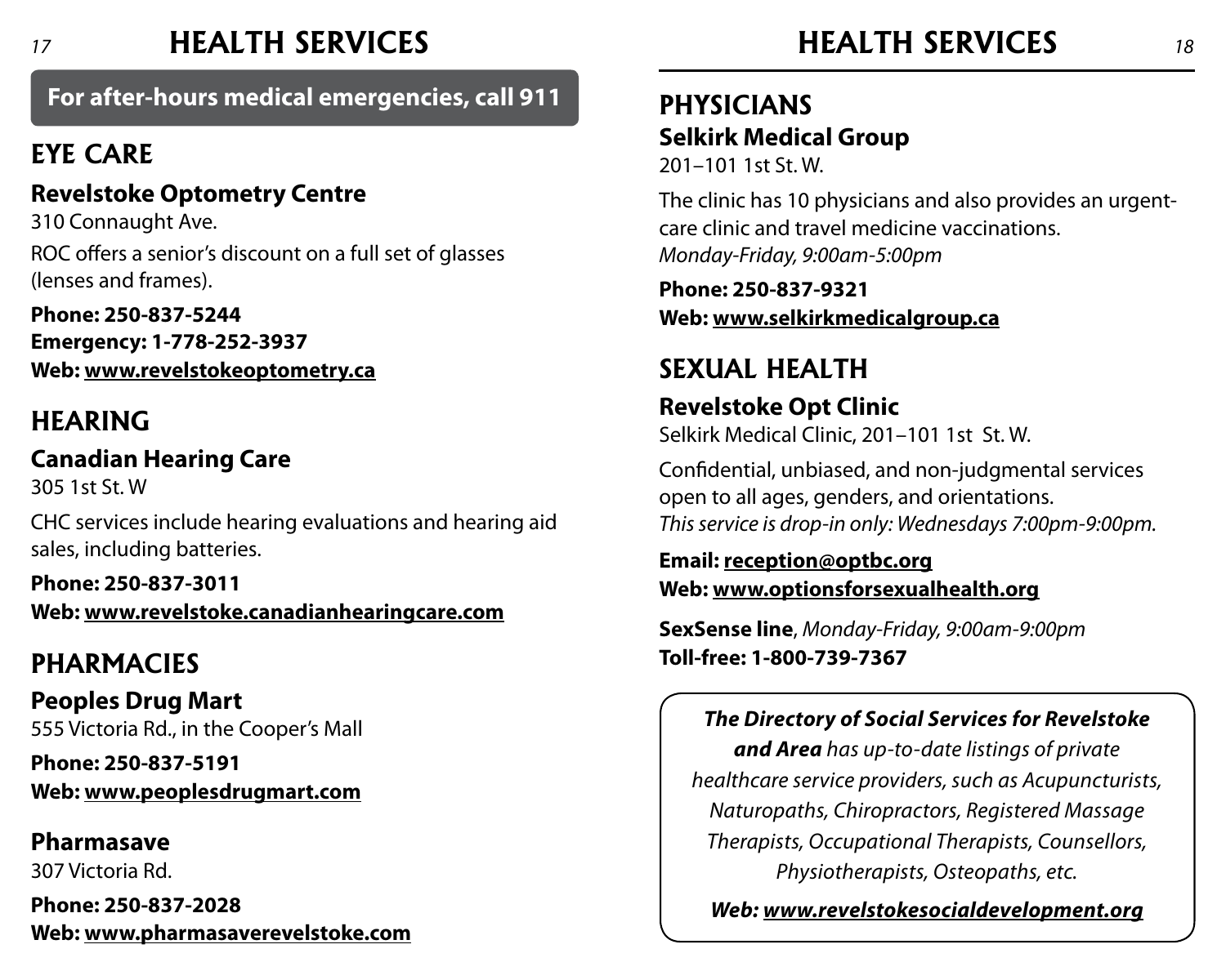# HEALTH SERVICES

**For after-hours medical emergencies, call 911**

## EYE CARE

### Revelstoke Optometry Centre

310 Connaught Ave.

ROC offers a senior's discount on a full set of glasses (lenses and frames).

**Phone: 250-837-5244**
**Emergency: 1-778-252-3937**
**Web: www.revelstokeoptometry.ca**

## HEARING

### Canadian Hearing Care

305 1st St. W

CHC services include hearing evaluations and hearing aid sales, including batteries.

**Phone: 250-837-3011**
**Web: www.revelstoke.canadianhearingcare.com**

## PHARMACIES

### Peoples Drug Mart

555 Victoria Rd., in the Cooper's Mall

**Phone: 250-837-5191**
**Web: www.peoplesdrugmart.com**

### Pharmasave

307 Victoria Rd.

**Phone: 250-837-2028**
**Web: www.pharmasaverevelstoke.com**

## PHYSICIANS

### Selkirk Medical Group

201–101 1st St. W.

The clinic has 10 physicians and also provides an urgent-care clinic and travel medicine vaccinations.
*Monday-Friday, 9:00am-5:00pm*

**Phone: 250-837-9321**
**Web: www.selkirkmedicalgroup.ca**

## SEXUAL HEALTH

### Revelstoke Opt Clinic

Selkirk Medical Clinic, 201–101 1st St. W.

Confidential, unbiased, and non-judgmental services open to all ages, genders, and orientations.
*This service is drop-in only: Wednesdays 7:00pm-9:00pm.*

**Email: reception@optbc.org**
**Web: www.optionsforsexualhealth.org**

**SexSense line**, *Monday-Friday, 9:00am-9:00pm*
**Toll-free: 1-800-739-7367**

***The Directory of Social Services for Revelstoke and Area*** *has up-to-date listings of private healthcare service providers, such as Acupuncturists, Naturopaths, Chiropractors, Registered Massage Therapists, Occupational Therapists, Counsellors, Physiotherapists, Osteopaths, etc.*

***Web: www.revelstokesocialdevelopment.org***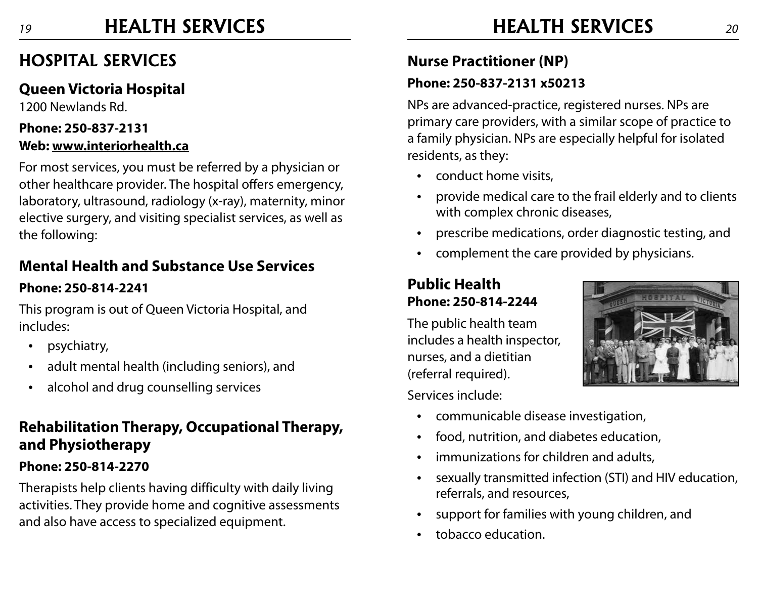# HOSPITAL SERVICES

## Queen Victoria Hospital

1200 Newlands Rd.

**Phone: 250-837-2131**
**Web: www.interiorhealth.ca**

For most services, you must be referred by a physician or other healthcare provider. The hospital offers emergency, laboratory, ultrasound, radiology (x-ray), maternity, minor elective surgery, and visiting specialist services, as well as the following:

## Mental Health and Substance Use Services

**Phone: 250-814-2241**

This program is out of Queen Victoria Hospital, and includes:

- psychiatry,
- adult mental health (including seniors), and
- alcohol and drug counselling services

## Rehabilitation Therapy, Occupational Therapy, and Physiotherapy

**Phone: 250-814-2270**

Therapists help clients having difficulty with daily living activities. They provide home and cognitive assessments and also have access to specialized equipment.

## Nurse Practitioner (NP)

**Phone: 250-837-2131 x50213**

NPs are advanced-practice, registered nurses. NPs are primary care providers, with a similar scope of practice to a family physician. NPs are especially helpful for isolated residents, as they:

- conduct home visits,
- provide medical care to the frail elderly and to clients with complex chronic diseases,
- prescribe medications, order diagnostic testing, and
- complement the care provided by physicians.

## Public Health

**Phone: 250-814-2244**

The public health team includes a health inspector, nurses, and a dietitian (referral required).

Services include:

- communicable disease investigation,
- food, nutrition, and diabetes education,
- immunizations for children and adults,
- sexually transmitted infection (STI) and HIV education, referrals, and resources,
- support for families with young children, and
- tobacco education.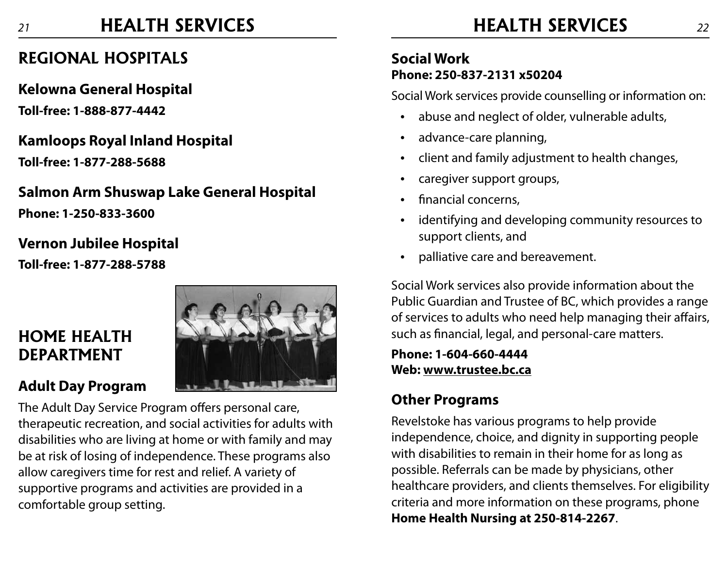## REGIONAL HOSPITALS

### Kelowna General Hospital

**Toll-free: 1-888-877-4442**

### Kamloops Royal Inland Hospital

**Toll-free: 1-877-288-5688**

### Salmon Arm Shuswap Lake General Hospital

**Phone: 1-250-833-3600**

### Vernon Jubilee Hospital

**Toll-free: 1-877-288-5788**

## HOME HEALTH DEPARTMENT

### Adult Day Program

The Adult Day Service Program offers personal care, therapeutic recreation, and social activities for adults with disabilities who are living at home or with family and may be at risk of losing of independence. These programs also allow caregivers time for rest and relief. A variety of supportive programs and activities are provided in a comfortable group setting.

### Social Work

**Phone: 250-837-2131 x50204**

Social Work services provide counselling or information on:

- abuse and neglect of older, vulnerable adults,
- advance-care planning,
- client and family adjustment to health changes,
- caregiver support groups,
- financial concerns,
- identifying and developing community resources to support clients, and
- palliative care and bereavement.

Social Work services also provide information about the Public Guardian and Trustee of BC, which provides a range of services to adults who need help managing their affairs, such as financial, legal, and personal-care matters.

**Phone: 1-604-660-4444**
**Web: www.trustee.bc.ca**

### Other Programs

Revelstoke has various programs to help provide independence, choice, and dignity in supporting people with disabilities to remain in their home for as long as possible. Referrals can be made by physicians, other healthcare providers, and clients themselves. For eligibility criteria and more information on these programs, phone **Home Health Nursing at 250-814-2267**.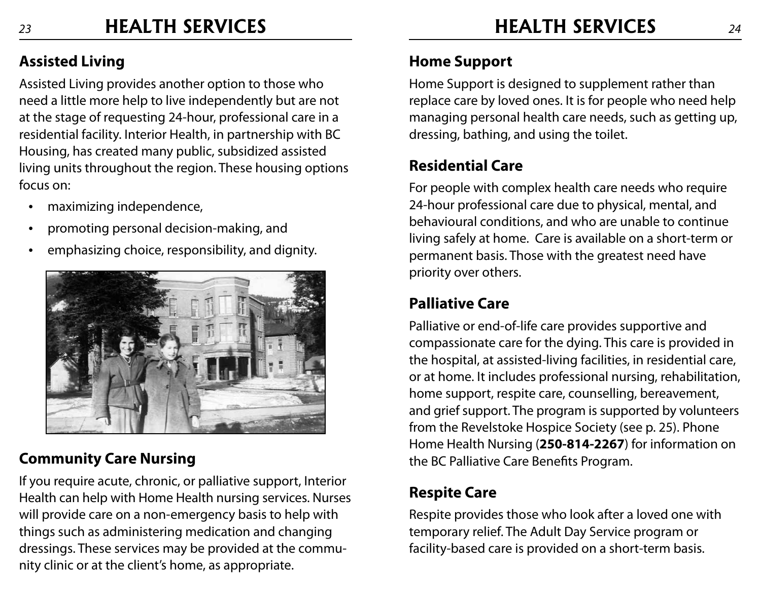## Assisted Living

Assisted Living provides another option to those who need a little more help to live independently but are not at the stage of requesting 24-hour, professional care in a residential facility. Interior Health, in partnership with BC Housing, has created many public, subsidized assisted living units throughout the region. These housing options focus on:

- maximizing independence,
- promoting personal decision-making, and
- emphasizing choice, responsibility, and dignity.

## Community Care Nursing

If you require acute, chronic, or palliative support, Interior Health can help with Home Health nursing services. Nurses will provide care on a non-emergency basis to help with things such as administering medication and changing dressings. These services may be provided at the community clinic or at the client's home, as appropriate.

## Home Support

Home Support is designed to supplement rather than replace care by loved ones. It is for people who need help managing personal health care needs, such as getting up, dressing, bathing, and using the toilet.

## Residential Care

For people with complex health care needs who require 24-hour professional care due to physical, mental, and behavioural conditions, and who are unable to continue living safely at home. Care is available on a short-term or permanent basis. Those with the greatest need have priority over others.

## Palliative Care

Palliative or end-of-life care provides supportive and compassionate care for the dying. This care is provided in the hospital, at assisted-living facilities, in residential care, or at home. It includes professional nursing, rehabilitation, home support, respite care, counselling, bereavement, and grief support. The program is supported by volunteers from the Revelstoke Hospice Society (see p. 25). Phone Home Health Nursing (**250-814-2267**) for information on the BC Palliative Care Benefits Program.

## Respite Care

Respite provides those who look after a loved one with temporary relief. The Adult Day Service program or facility-based care is provided on a short-term basis.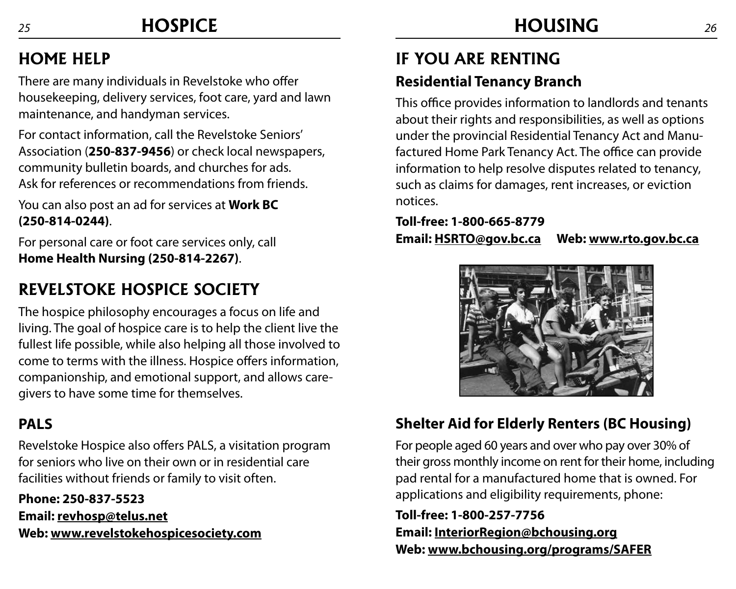# HOSPICE

## HOME HELP

There are many individuals in Revelstoke who offer housekeeping, delivery services, foot care, yard and lawn maintenance, and handyman services.

For contact information, call the Revelstoke Seniors' Association (**250-837-9456**) or check local newspapers, community bulletin boards, and churches for ads. Ask for references or recommendations from friends.

You can also post an ad for services at **Work BC (250-814-0244)**.

For personal care or foot care services only, call **Home Health Nursing (250-814-2267)**.

## REVELSTOKE HOSPICE SOCIETY

The hospice philosophy encourages a focus on life and living. The goal of hospice care is to help the client live the fullest life possible, while also helping all those involved to come to terms with the illness. Hospice offers information, companionship, and emotional support, and allows care-givers to have some time for themselves.

### PALS

Revelstoke Hospice also offers PALS, a visitation program for seniors who live on their own or in residential care facilities without friends or family to visit often.

**Phone: 250-837-5523**
**Email: revhosp@telus.net**
**Web: www.revelstokehospicesociety.com**

# HOUSING

## IF YOU ARE RENTING

### Residential Tenancy Branch

This office provides information to landlords and tenants about their rights and responsibilities, as well as options under the provincial Residential Tenancy Act and Manufactured Home Park Tenancy Act. The office can provide information to help resolve disputes related to tenancy, such as claims for damages, rent increases, or eviction notices.

**Toll-free: 1-800-665-8779**
**Email: HSRTO@gov.bc.ca** **Web: www.rto.gov.bc.ca**

### Shelter Aid for Elderly Renters (BC Housing)

For people aged 60 years and over who pay over 30% of their gross monthly income on rent for their home, including pad rental for a manufactured home that is owned. For applications and eligibility requirements, phone:

**Toll-free: 1-800-257-7756**
**Email: InteriorRegion@bchousing.org**
**Web: www.bchousing.org/programs/SAFER**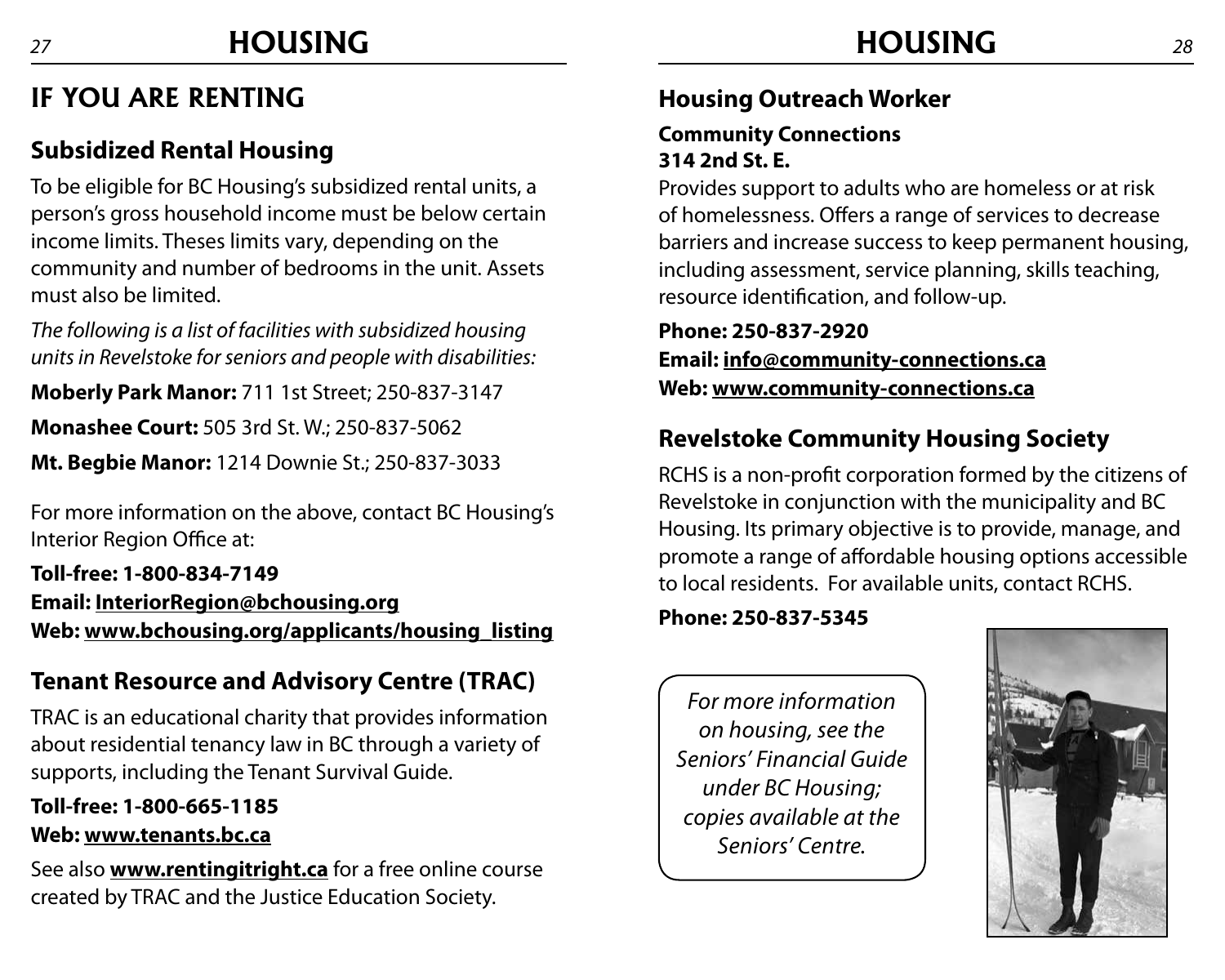# HOUSING

## IF YOU ARE RENTING

### Subsidized Rental Housing

To be eligible for BC Housing's subsidized rental units, a person's gross household income must be below certain income limits. Theses limits vary, depending on the community and number of bedrooms in the unit. Assets must also be limited.

*The following is a list of facilities with subsidized housing units in Revelstoke for seniors and people with disabilities:*

**Moberly Park Manor:** 711 1st Street; 250-837-3147

**Monashee Court:** 505 3rd St. W.; 250-837-5062

**Mt. Begbie Manor:** 1214 Downie St.; 250-837-3033

For more information on the above, contact BC Housing's Interior Region Office at:

**Toll-free: 1-800-834-7149**
**Email: InteriorRegion@bchousing.org**
**Web: www.bchousing.org/applicants/housing_listing**

### Tenant Resource and Advisory Centre (TRAC)

TRAC is an educational charity that provides information about residential tenancy law in BC through a variety of supports, including the Tenant Survival Guide.

**Toll-free: 1-800-665-1185**
**Web: www.tenants.bc.ca**

See also **www.rentingitright.ca** for a free online course created by TRAC and the Justice Education Society.

### Housing Outreach Worker

**Community Connections**
**314 2nd St. E.**

Provides support to adults who are homeless or at risk of homelessness. Offers a range of services to decrease barriers and increase success to keep permanent housing, including assessment, service planning, skills teaching, resource identification, and follow-up.

**Phone: 250-837-2920**
**Email: info@community-connections.ca**
**Web: www.community-connections.ca**

### Revelstoke Community Housing Society

RCHS is a non-profit corporation formed by the citizens of Revelstoke in conjunction with the municipality and BC Housing. Its primary objective is to provide, manage, and promote a range of affordable housing options accessible to local residents. For available units, contact RCHS.

**Phone: 250-837-5345**

*For more information on housing, see the Seniors' Financial Guide under BC Housing; copies available at the Seniors' Centre.*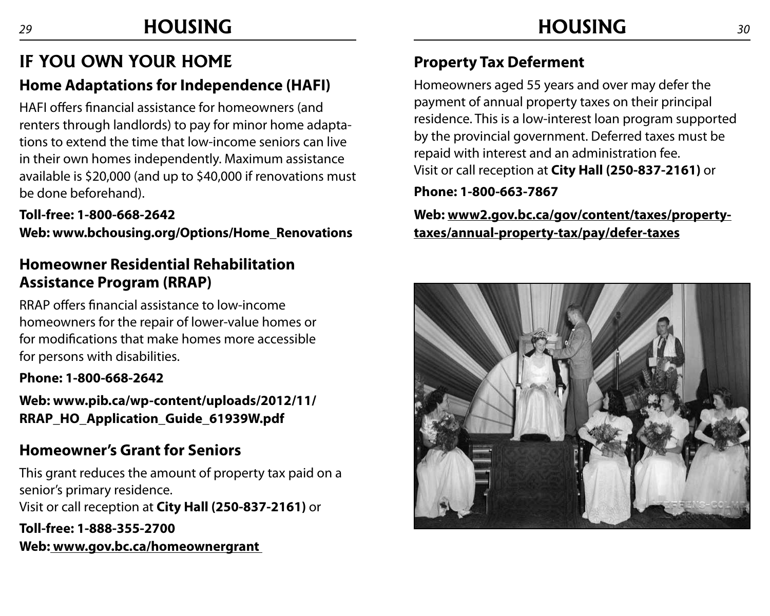# IF YOU OWN YOUR HOME

## Home Adaptations for Independence (HAFI)

HAFI offers financial assistance for homeowners (and renters through landlords) to pay for minor home adaptations to extend the time that low-income seniors can live in their own homes independently. Maximum assistance available is $20,000 (and up to $40,000 if renovations must be done beforehand).

**Toll-free: 1-800-668-2642**
**Web: www.bchousing.org/Options/Home_Renovations**

## Homeowner Residential Rehabilitation Assistance Program (RRAP)

RRAP offers financial assistance to low-income homeowners for the repair of lower-value homes or for modifications that make homes more accessible for persons with disabilities.

**Phone: 1-800-668-2642**

**Web: www.pib.ca/wp-content/uploads/2012/11/RRAP_HO_Application_Guide_61939W.pdf**

## Homeowner's Grant for Seniors

This grant reduces the amount of property tax paid on a senior's primary residence.
Visit or call reception at **City Hall (250-837-2161)** or

**Toll-free: 1-888-355-2700**
**Web: www.gov.bc.ca/homeownergrant**

## Property Tax Deferment

Homeowners aged 55 years and over may defer the payment of annual property taxes on their principal residence. This is a low-interest loan program supported by the provincial government. Deferred taxes must be repaid with interest and an administration fee.
Visit or call reception at **City Hall (250-837-2161)** or

**Phone: 1-800-663-7867**

**Web: www2.gov.bc.ca/gov/content/taxes/property-taxes/annual-property-tax/pay/defer-taxes**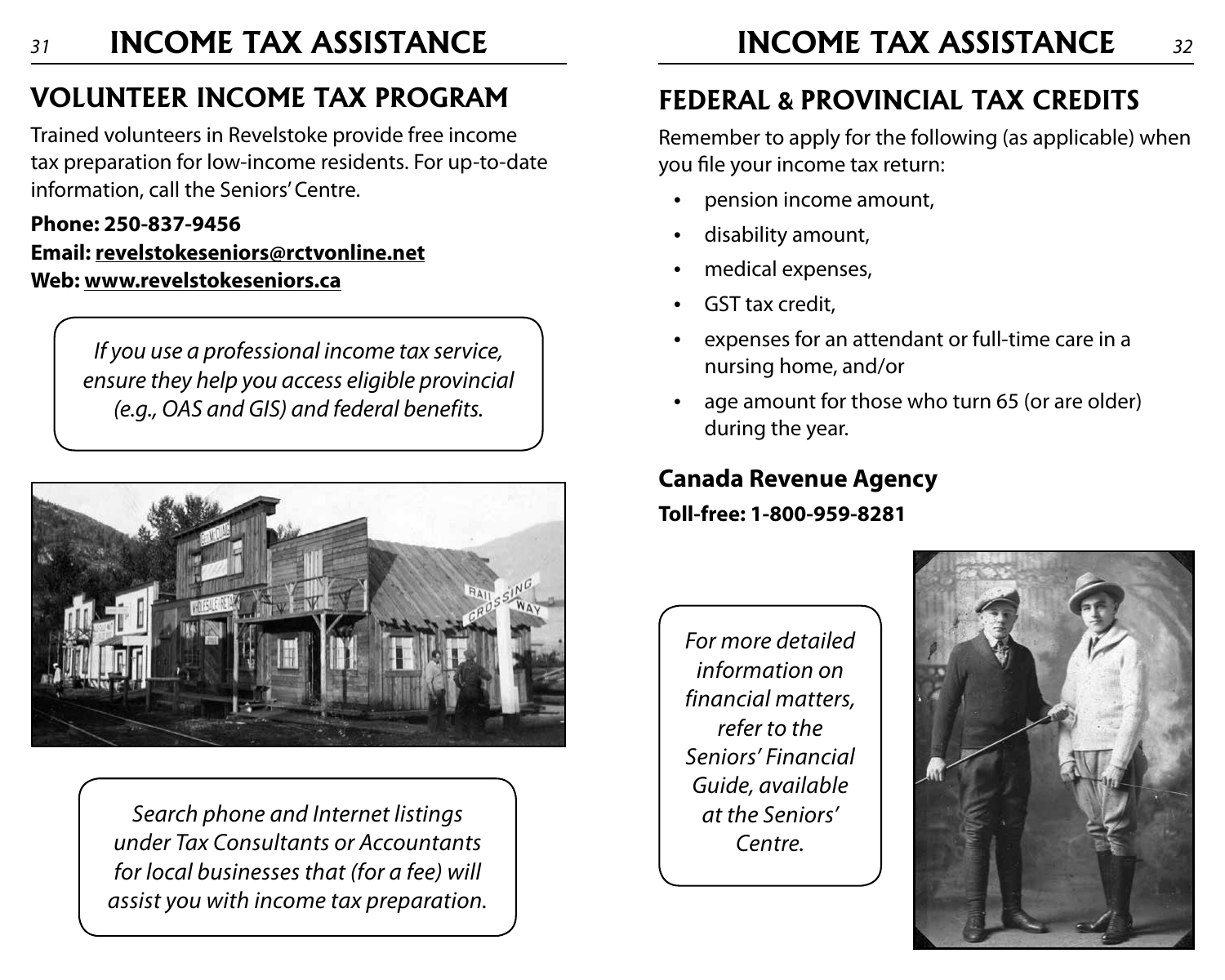# VOLUNTEER INCOME TAX PROGRAM

Trained volunteers in Revelstoke provide free income tax preparation for low-income residents. For up-to-date information, call the Seniors' Centre.

**Phone: 250-837-9456**
**Email: revelstokeseniors@rctvonline.net**
**Web: www.revelstokeseniors.ca**

*If you use a professional income tax service, ensure they help you access eligible provincial (e.g., OAS and GIS) and federal benefits.*

*Search phone and Internet listings under Tax Consultants or Accountants for local businesses that (for a fee) will assist you with income tax preparation.*

# FEDERAL & PROVINCIAL TAX CREDITS

Remember to apply for the following (as applicable) when you file your income tax return:

- pension income amount,
- disability amount,
- medical expenses,
- GST tax credit,
- expenses for an attendant or full-time care in a nursing home, and/or
- age amount for those who turn 65 (or are older) during the year.

## Canada Revenue Agency

**Toll-free: 1-800-959-8281**

*For more detailed information on financial matters, refer to the Seniors' Financial Guide, available at the Seniors' Centre.*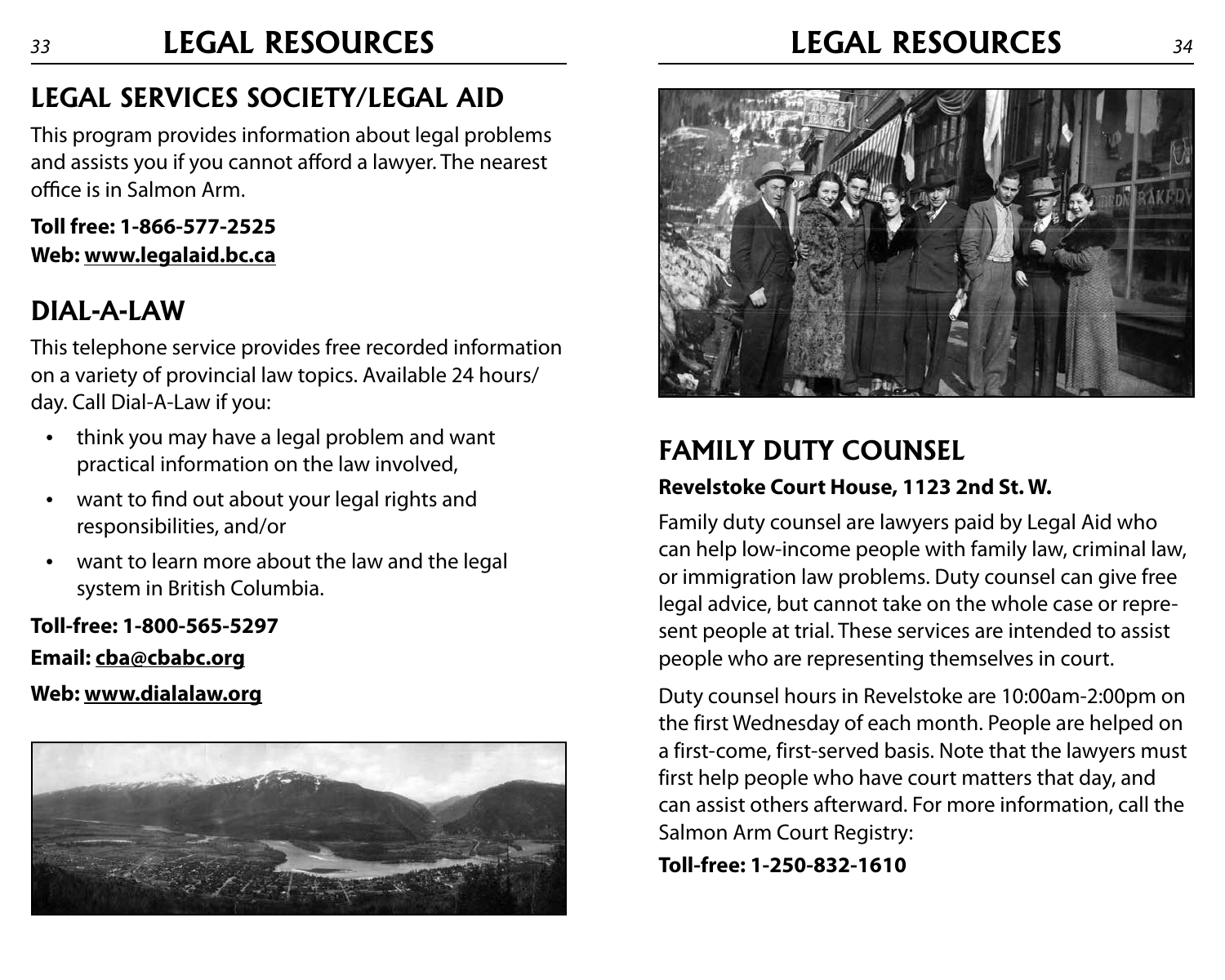## LEGAL SERVICES SOCIETY/LEGAL AID

This program provides information about legal problems and assists you if you cannot afford a lawyer. The nearest office is in Salmon Arm.

**Toll free: 1-866-577-2525**
**Web: www.legalaid.bc.ca**

## DIAL-A-LAW

This telephone service provides free recorded information on a variety of provincial law topics. Available 24 hours/day. Call Dial-A-Law if you:

- think you may have a legal problem and want practical information on the law involved,
- want to find out about your legal rights and responsibilities, and/or
- want to learn more about the law and the legal system in British Columbia.

**Toll-free: 1-800-565-5297**

**Email: cba@cbabc.org**

**Web: www.dialalaw.org**

## FAMILY DUTY COUNSEL

**Revelstoke Court House, 1123 2nd St. W.**

Family duty counsel are lawyers paid by Legal Aid who can help low-income people with family law, criminal law, or immigration law problems. Duty counsel can give free legal advice, but cannot take on the whole case or represent people at trial. These services are intended to assist people who are representing themselves in court.

Duty counsel hours in Revelstoke are 10:00am-2:00pm on the first Wednesday of each month. People are helped on a first-come, first-served basis. Note that the lawyers must first help people who have court matters that day, and can assist others afterward. For more information, call the Salmon Arm Court Registry:

**Toll-free: 1-250-832-1610**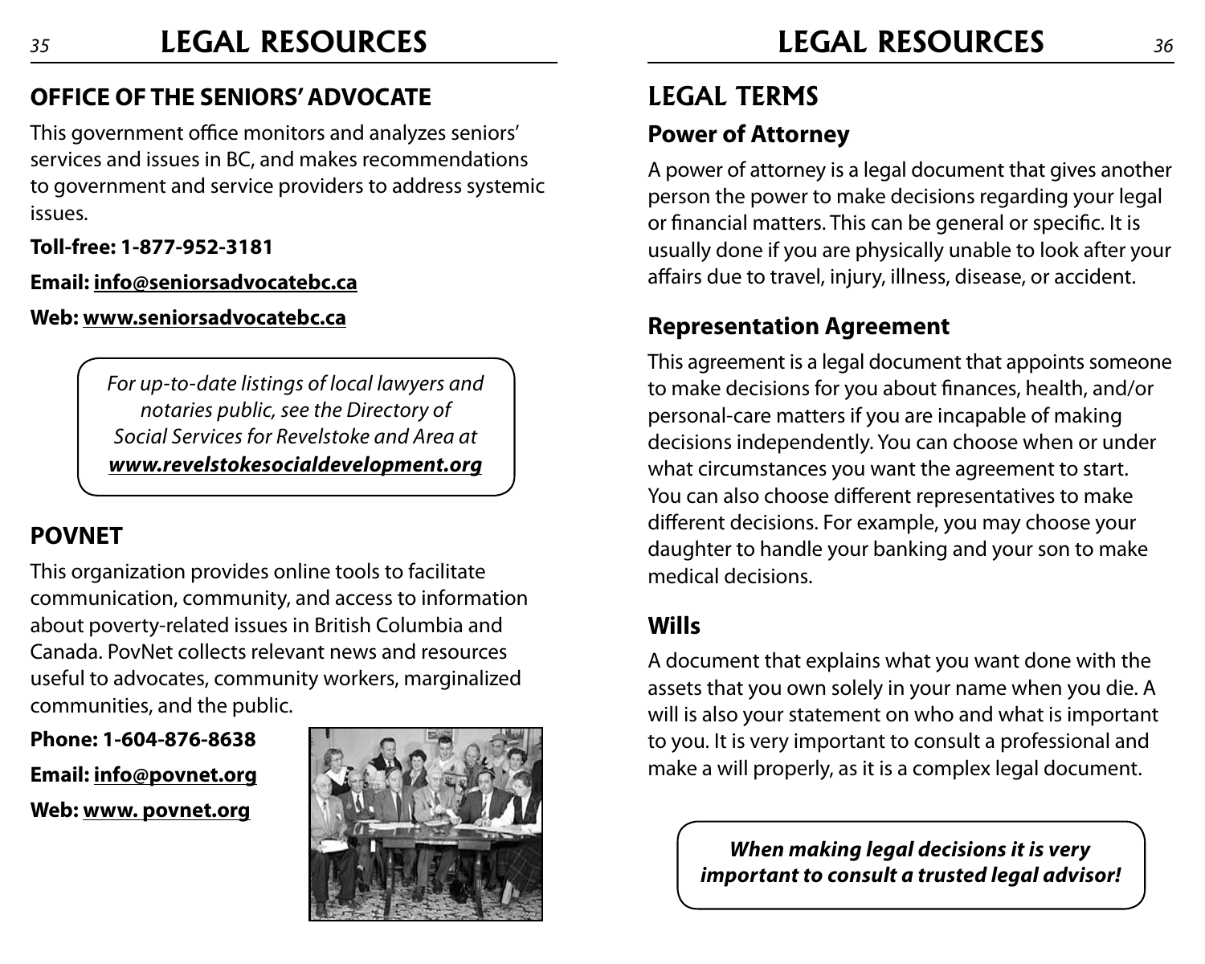## OFFICE OF THE SENIORS' ADVOCATE

This government office monitors and analyzes seniors' services and issues in BC, and makes recommendations to government and service providers to address systemic issues.

**Toll-free: 1-877-952-3181**

**Email: info@seniorsadvocatebc.ca**

**Web: www.seniorsadvocatebc.ca**

*For up-to-date listings of local lawyers and notaries public, see the Directory of Social Services for Revelstoke and Area at* ***www.revelstokesocialdevelopment.org***

## POVNET

This organization provides online tools to facilitate communication, community, and access to information about poverty-related issues in British Columbia and Canada. PovNet collects relevant news and resources useful to advocates, community workers, marginalized communities, and the public.

**Phone: 1-604-876-8638**

**Email: info@povnet.org**

**Web: www. povnet.org**

# LEGAL TERMS

### Power of Attorney

A power of attorney is a legal document that gives another person the power to make decisions regarding your legal or financial matters. This can be general or specific. It is usually done if you are physically unable to look after your affairs due to travel, injury, illness, disease, or accident.

### Representation Agreement

This agreement is a legal document that appoints someone to make decisions for you about finances, health, and/or personal-care matters if you are incapable of making decisions independently. You can choose when or under what circumstances you want the agreement to start. You can also choose different representatives to make different decisions. For example, you may choose your daughter to handle your banking and your son to make medical decisions.

### Wills

A document that explains what you want done with the assets that you own solely in your name when you die. A will is also your statement on who and what is important to you. It is very important to consult a professional and make a will properly, as it is a complex legal document.

***When making legal decisions it is very important to consult a trusted legal advisor!***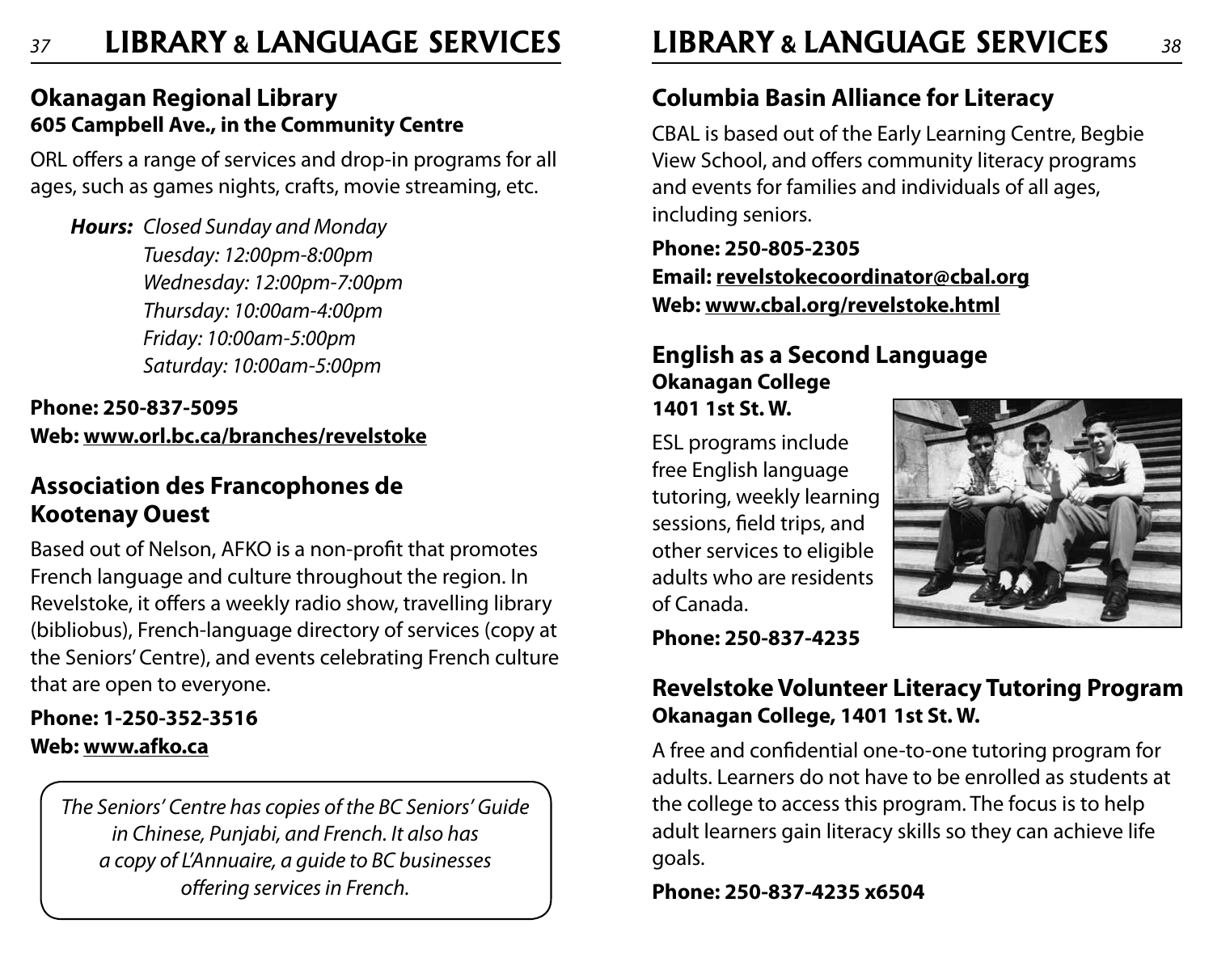## Okanagan Regional Library

**605 Campbell Ave., in the Community Centre**

ORL offers a range of services and drop-in programs for all ages, such as games nights, crafts, movie streaming, etc.

***Hours:*** *Closed Sunday and Monday*
*Tuesday: 12:00pm-8:00pm*
*Wednesday: 12:00pm-7:00pm*
*Thursday: 10:00am-4:00pm*
*Friday: 10:00am-5:00pm*
*Saturday: 10:00am-5:00pm*

**Phone: 250-837-5095**
**Web: www.orl.bc.ca/branches/revelstoke**

## Association des Francophones de Kootenay Ouest

Based out of Nelson, AFKO is a non-profit that promotes French language and culture throughout the region. In Revelstoke, it offers a weekly radio show, travelling library (bibliobus), French-language directory of services (copy at the Seniors' Centre), and events celebrating French culture that are open to everyone.

**Phone: 1-250-352-3516**
**Web: www.afko.ca**

*The Seniors' Centre has copies of the BC Seniors' Guide in Chinese, Punjabi, and French. It also has a copy of L'Annuaire, a guide to BC businesses offering services in French.*

## Columbia Basin Alliance for Literacy

CBAL is based out of the Early Learning Centre, Begbie View School, and offers community literacy programs and events for families and individuals of all ages, including seniors.

**Phone: 250-805-2305**
**Email: revelstokecoordinator@cbal.org**
**Web: www.cbal.org/revelstoke.html**

## English as a Second Language

**Okanagan College**
**1401 1st St. W.**

ESL programs include free English language tutoring, weekly learning sessions, field trips, and other services to eligible adults who are residents of Canada.

**Phone: 250-837-4235**

## Revelstoke Volunteer Literacy Tutoring Program

**Okanagan College, 1401 1st St. W.**

A free and confidential one-to-one tutoring program for adults. Learners do not have to be enrolled as students at the college to access this program. The focus is to help adult learners gain literacy skills so they can achieve life goals.

**Phone: 250-837-4235 x6504**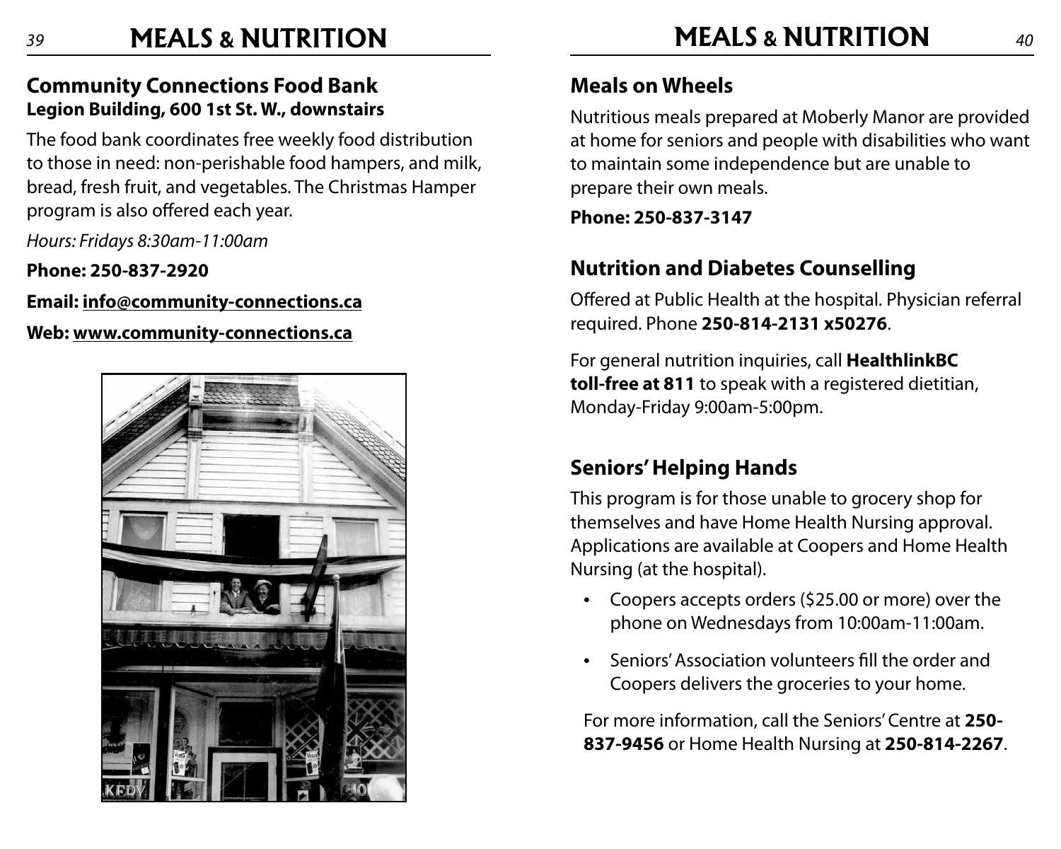# MEALS & NUTRITION

## Community Connections Food Bank

**Legion Building, 600 1st St. W., downstairs**

The food bank coordinates free weekly food distribution to those in need: non-perishable food hampers, and milk, bread, fresh fruit, and vegetables. The Christmas Hamper program is also offered each year.

*Hours: Fridays 8:30am-11:00am*

**Phone: 250-837-2920**

**Email: info@community-connections.ca**

**Web: www.community-connections.ca**

## Meals on Wheels

Nutritious meals prepared at Moberly Manor are provided at home for seniors and people with disabilities who want to maintain some independence but are unable to prepare their own meals.

**Phone: 250-837-3147**

## Nutrition and Diabetes Counselling

Offered at Public Health at the hospital. Physician referral required. Phone **250-814-2131 x50276**.

For general nutrition inquiries, call **HealthlinkBC toll-free at 811** to speak with a registered dietitian, Monday-Friday 9:00am-5:00pm.

## Seniors' Helping Hands

This program is for those unable to grocery shop for themselves and have Home Health Nursing approval. Applications are available at Coopers and Home Health Nursing (at the hospital).

- Coopers accepts orders ($25.00 or more) over the phone on Wednesdays from 10:00am-11:00am.
- Seniors' Association volunteers fill the order and Coopers delivers the groceries to your home.

For more information, call the Seniors' Centre at **250-837-9456** or Home Health Nursing at **250-814-2267**.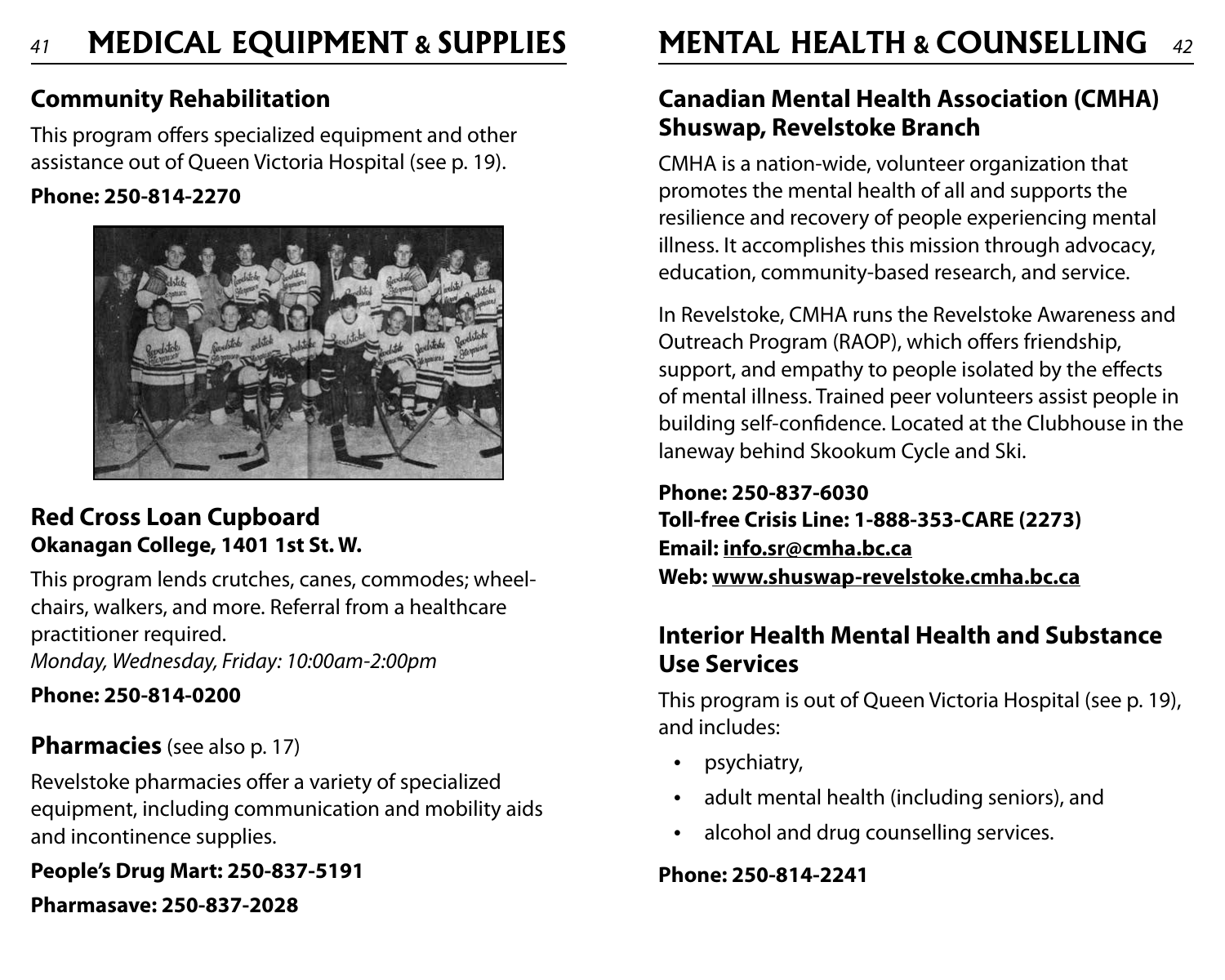# MEDICAL EQUIPMENT & SUPPLIES

### Community Rehabilitation

This program offers specialized equipment and other assistance out of Queen Victoria Hospital (see p. 19).

**Phone: 250-814-2270**

### Red Cross Loan Cupboard

**Okanagan College, 1401 1st St. W.**

This program lends crutches, canes, commodes; wheel-chairs, walkers, and more. Referral from a healthcare practitioner required.

*Monday, Wednesday, Friday: 10:00am-2:00pm*

**Phone: 250-814-0200**

### Pharmacies (see also p. 17)

Revelstoke pharmacies offer a variety of specialized equipment, including communication and mobility aids and incontinence supplies.

**People's Drug Mart: 250-837-5191**

**Pharmasave: 250-837-2028**

# MENTAL HEALTH & COUNSELLING

### Canadian Mental Health Association (CMHA) Shuswap, Revelstoke Branch

CMHA is a nation-wide, volunteer organization that promotes the mental health of all and supports the resilience and recovery of people experiencing mental illness. It accomplishes this mission through advocacy, education, community-based research, and service.

In Revelstoke, CMHA runs the Revelstoke Awareness and Outreach Program (RAOP), which offers friendship, support, and empathy to people isolated by the effects of mental illness. Trained peer volunteers assist people in building self-confidence. Located at the Clubhouse in the laneway behind Skookum Cycle and Ski.

**Phone: 250-837-6030**
**Toll-free Crisis Line: 1-888-353-CARE (2273)**
**Email: info.sr@cmha.bc.ca**
**Web: www.shuswap-revelstoke.cmha.bc.ca**

### Interior Health Mental Health and Substance Use Services

This program is out of Queen Victoria Hospital (see p. 19), and includes:

- psychiatry,
- adult mental health (including seniors), and
- alcohol and drug counselling services.

**Phone: 250-814-2241**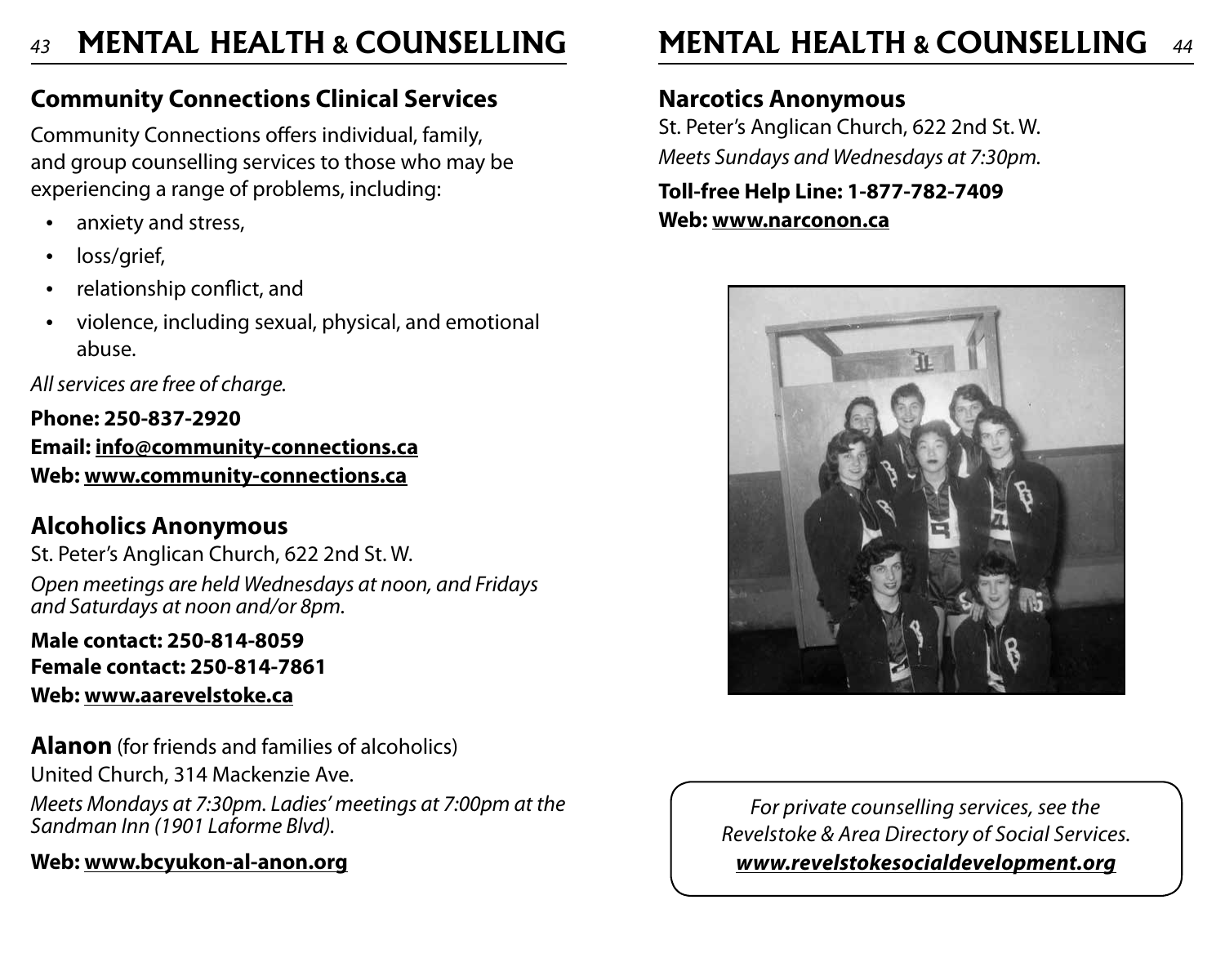# MENTAL HEALTH & COUNSELLING

## Community Connections Clinical Services

Community Connections offers individual, family, and group counselling services to those who may be experiencing a range of problems, including:

- anxiety and stress,
- loss/grief,
- relationship conflict, and
- violence, including sexual, physical, and emotional abuse.

*All services are free of charge.*

**Phone: 250-837-2920**
**Email: info@community-connections.ca**
**Web: www.community-connections.ca**

## Alcoholics Anonymous

St. Peter's Anglican Church, 622 2nd St. W.

*Open meetings are held Wednesdays at noon, and Fridays and Saturdays at noon and/or 8pm.*

**Male contact: 250-814-8059**
**Female contact: 250-814-7861**
**Web: www.aarevelstoke.ca**

## Alanon (for friends and families of alcoholics)

United Church, 314 Mackenzie Ave.

*Meets Mondays at 7:30pm. Ladies' meetings at 7:00pm at the Sandman Inn (1901 Laforme Blvd).*

**Web: www.bcyukon-al-anon.org**

## Narcotics Anonymous

St. Peter's Anglican Church, 622 2nd St. W.

*Meets Sundays and Wednesdays at 7:30pm.*

**Toll-free Help Line: 1-877-782-7409**
**Web: www.narconon.ca**

*For private counselling services, see the Revelstoke & Area Directory of Social Services.*
***www.revelstokesocialdevelopment.org***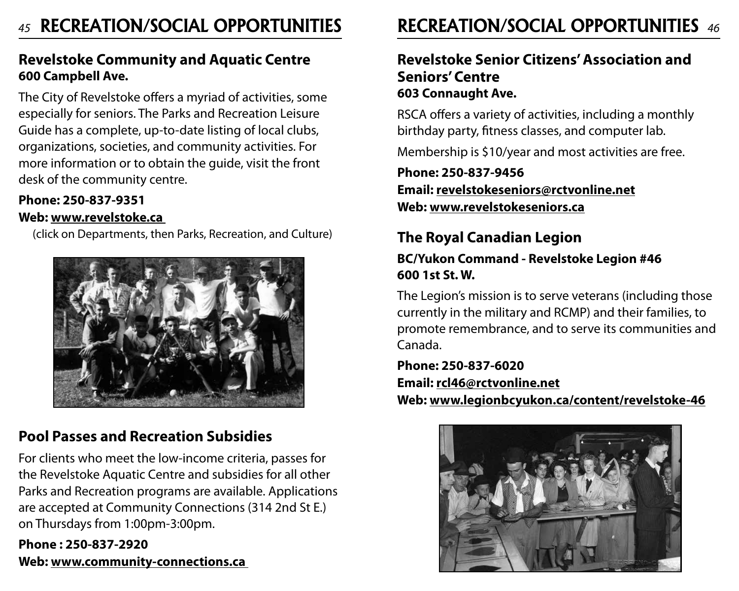# RECREATION/SOCIAL OPPORTUNITIES

## Revelstoke Community and Aquatic Centre
**600 Campbell Ave.**

The City of Revelstoke offers a myriad of activities, some especially for seniors. The Parks and Recreation Leisure Guide has a complete, up-to-date listing of local clubs, organizations, societies, and community activities. For more information or to obtain the guide, visit the front desk of the community centre.

**Phone: 250-837-9351**
**Web: www.revelstoke.ca**
(click on Departments, then Parks, Recreation, and Culture)

## Pool Passes and Recreation Subsidies

For clients who meet the low-income criteria, passes for the Revelstoke Aquatic Centre and subsidies for all other Parks and Recreation programs are available. Applications are accepted at Community Connections (314 2nd St E.) on Thursdays from 1:00pm-3:00pm.

**Phone : 250-837-2920**
**Web: www.community-connections.ca**

## Revelstoke Senior Citizens' Association and Seniors' Centre
**603 Connaught Ave.**

RSCA offers a variety of activities, including a monthly birthday party, fitness classes, and computer lab.

Membership is $10/year and most activities are free.

**Phone: 250-837-9456**
**Email: revelstokeseniors@rctvonline.net**
**Web: www.revelstokeseniors.ca**

## The Royal Canadian Legion

**BC/Yukon Command - Revelstoke Legion #46**
**600 1st St. W.**

The Legion's mission is to serve veterans (including those currently in the military and RCMP) and their families, to promote remembrance, and to serve its communities and Canada.

**Phone: 250-837-6020**
**Email: rcl46@rctvonline.net**
**Web: www.legionbcyukon.ca/content/revelstoke-46**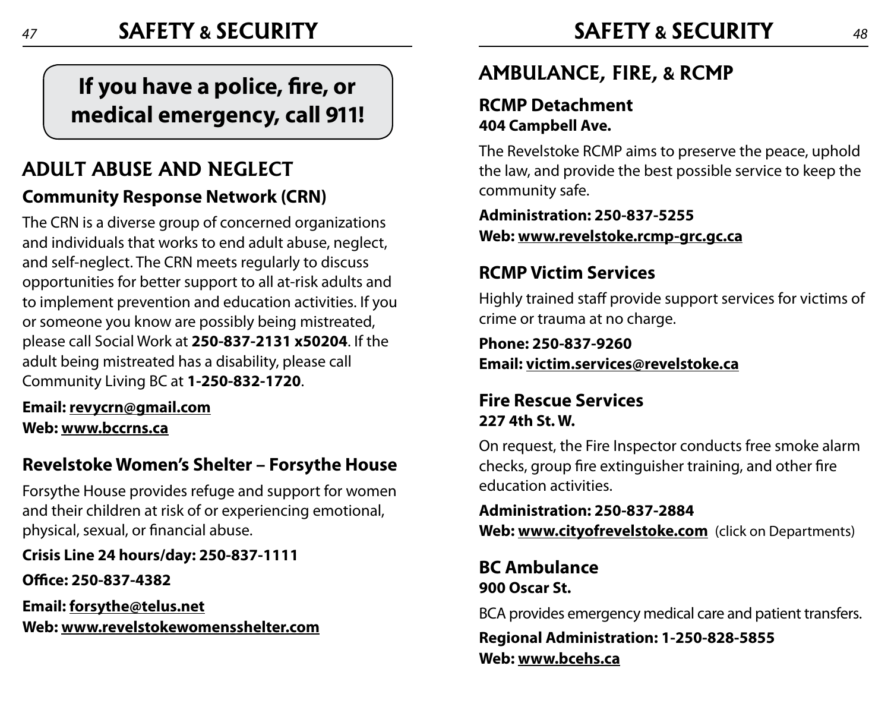**If you have a police, fire, or medical emergency, call 911!**

## ADULT ABUSE AND NEGLECT

### Community Response Network (CRN)

The CRN is a diverse group of concerned organizations and individuals that works to end adult abuse, neglect, and self-neglect. The CRN meets regularly to discuss opportunities for better support to all at-risk adults and to implement prevention and education activities. If you or someone you know are possibly being mistreated, please call Social Work at **250-837-2131 x50204**. If the adult being mistreated has a disability, please call Community Living BC at **1-250-832-1720**.

**Email: revycrn@gmail.com**
**Web: www.bccrns.ca**

### Revelstoke Women's Shelter – Forsythe House

Forsythe House provides refuge and support for women and their children at risk of or experiencing emotional, physical, sexual, or financial abuse.

**Crisis Line 24 hours/day: 250-837-1111**

**Office: 250-837-4382**

**Email: forsythe@telus.net**
**Web: www.revelstokewomensshelter.com**

## AMBULANCE, FIRE, & RCMP

### RCMP Detachment
**404 Campbell Ave.**

The Revelstoke RCMP aims to preserve the peace, uphold the law, and provide the best possible service to keep the community safe.

**Administration: 250-837-5255**
**Web: www.revelstoke.rcmp-grc.gc.ca**

### RCMP Victim Services

Highly trained staff provide support services for victims of crime or trauma at no charge.

**Phone: 250-837-9260**
**Email: victim.services@revelstoke.ca**

### Fire Rescue Services
**227 4th St. W.**

On request, the Fire Inspector conducts free smoke alarm checks, group fire extinguisher training, and other fire education activities.

**Administration: 250-837-2884**
**Web: www.cityofrevelstoke.com** (click on Departments)

### BC Ambulance
**900 Oscar St.**

BCA provides emergency medical care and patient transfers.

**Regional Administration: 1-250-828-5855**
**Web: www.bcehs.ca**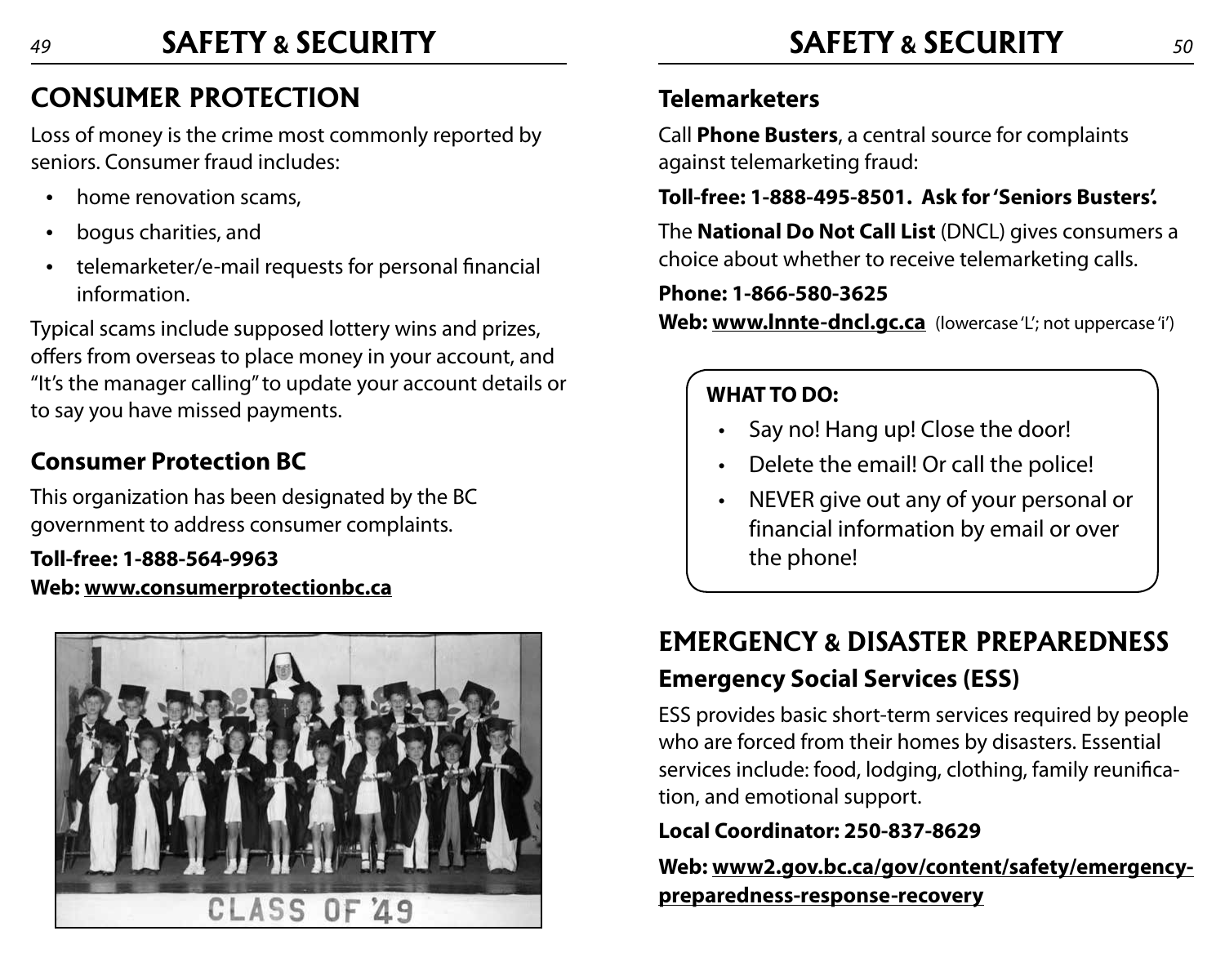# CONSUMER PROTECTION

Loss of money is the crime most commonly reported by seniors. Consumer fraud includes:

- home renovation scams,
- bogus charities, and
- telemarketer/e-mail requests for personal financial information.

Typical scams include supposed lottery wins and prizes, offers from overseas to place money in your account, and "It's the manager calling" to update your account details or to say you have missed payments.

## Consumer Protection BC

This organization has been designated by the BC government to address consumer complaints.

**Toll-free: 1-888-564-9963**
**Web: www.consumerprotectionbc.ca**

## Telemarketers

Call **Phone Busters**, a central source for complaints against telemarketing fraud:

**Toll-free: 1-888-495-8501. Ask for 'Seniors Busters'.**

The **National Do Not Call List** (DNCL) gives consumers a choice about whether to receive telemarketing calls.

**Phone: 1-866-580-3625**
**Web: www.lnnte-dncl.gc.ca** (lowercase 'L'; not uppercase 'i')

**WHAT TO DO:**

- Say no! Hang up! Close the door!
- Delete the email! Or call the police!
- NEVER give out any of your personal or financial information by email or over the phone!

# EMERGENCY & DISASTER PREPAREDNESS

## Emergency Social Services (ESS)

ESS provides basic short-term services required by people who are forced from their homes by disasters. Essential services include: food, lodging, clothing, family reunification, and emotional support.

**Local Coordinator: 250-837-8629**

**Web: www2.gov.bc.ca/gov/content/safety/emergency-preparedness-response-recovery**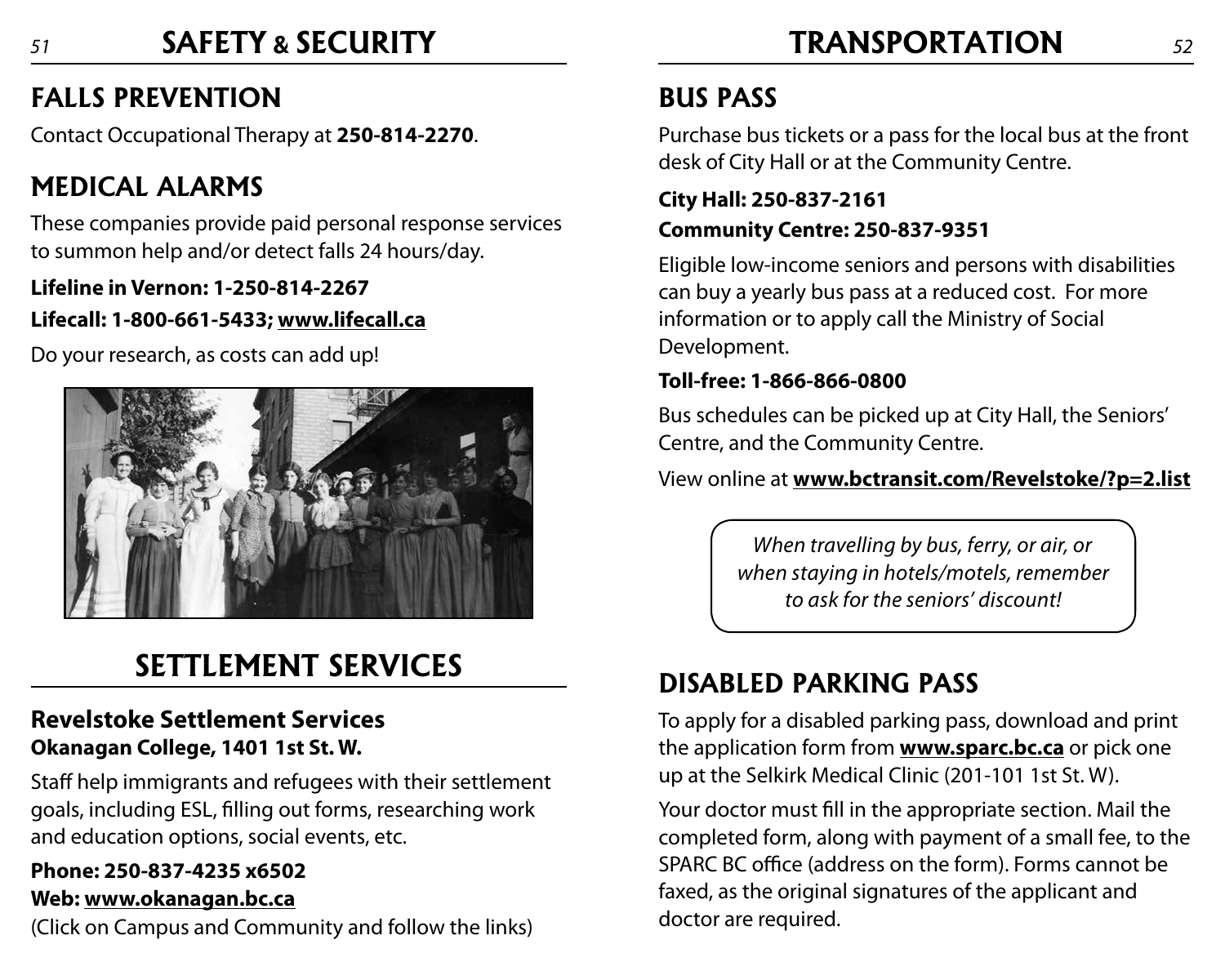# SAFETY & SECURITY

## FALLS PREVENTION

Contact Occupational Therapy at **250-814-2270**.

## MEDICAL ALARMS

These companies provide paid personal response services to summon help and/or detect falls 24 hours/day.

**Lifeline in Vernon: 1-250-814-2267**

**Lifecall: 1-800-661-5433; www.lifecall.ca**

Do your research, as costs can add up!

# SETTLEMENT SERVICES

### Revelstoke Settlement Services
**Okanagan College, 1401 1st St. W.**

Staff help immigrants and refugees with their settlement goals, including ESL, filling out forms, researching work and education options, social events, etc.

**Phone: 250-837-4235 x6502**

**Web: www.okanagan.bc.ca**

(Click on Campus and Community and follow the links)

# TRANSPORTATION

## BUS PASS

Purchase bus tickets or a pass for the local bus at the front desk of City Hall or at the Community Centre.

**City Hall: 250-837-2161**

**Community Centre: 250-837-9351**

Eligible low-income seniors and persons with disabilities can buy a yearly bus pass at a reduced cost. For more information or to apply call the Ministry of Social Development.

**Toll-free: 1-866-866-0800**

Bus schedules can be picked up at City Hall, the Seniors' Centre, and the Community Centre.

View online at **www.bctransit.com/Revelstoke/?p=2.list**

*When travelling by bus, ferry, or air, or when staying in hotels/motels, remember to ask for the seniors' discount!*

## DISABLED PARKING PASS

To apply for a disabled parking pass, download and print the application form from **www.sparc.bc.ca** or pick one up at the Selkirk Medical Clinic (201-101 1st St. W).

Your doctor must fill in the appropriate section. Mail the completed form, along with payment of a small fee, to the SPARC BC office (address on the form). Forms cannot be faxed, as the original signatures of the applicant and doctor are required.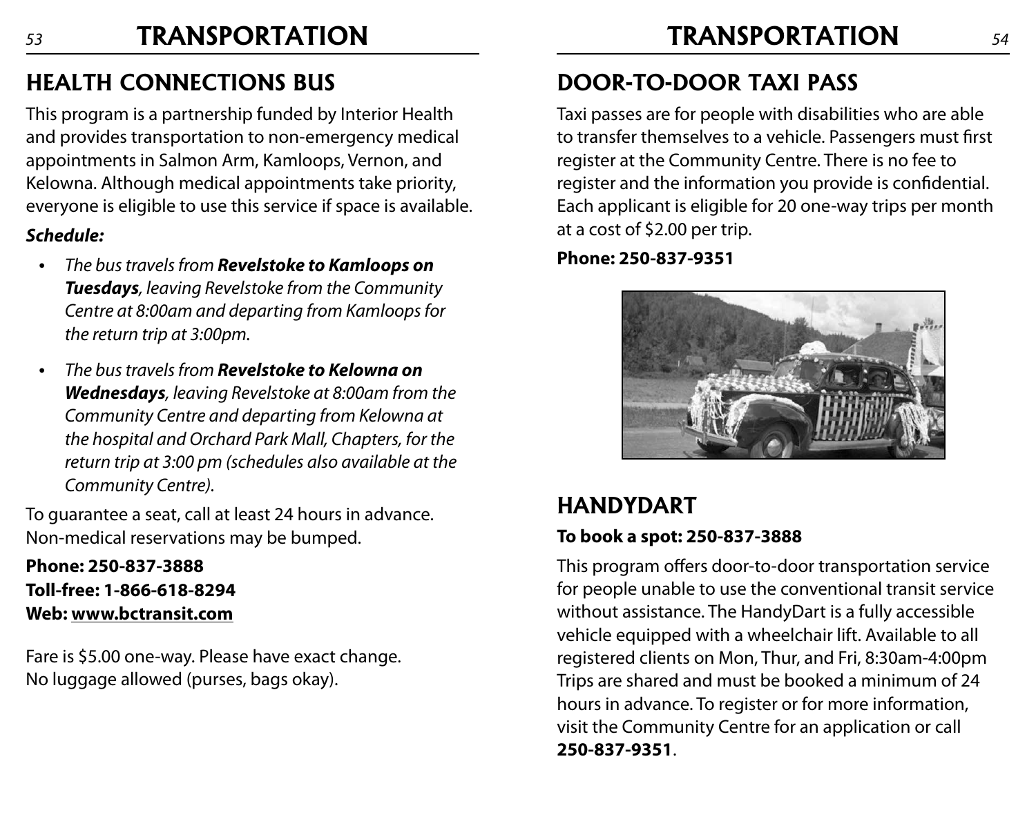## HEALTH CONNECTIONS BUS

This program is a partnership funded by Interior Health and provides transportation to non-emergency medical appointments in Salmon Arm, Kamloops, Vernon, and Kelowna. Although medical appointments take priority, everyone is eligible to use this service if space is available.

***Schedule:***

- *The bus travels from **Revelstoke to Kamloops on Tuesdays**, leaving Revelstoke from the Community Centre at 8:00am and departing from Kamloops for the return trip at 3:00pm.*
- *The bus travels from **Revelstoke to Kelowna on Wednesdays**, leaving Revelstoke at 8:00am from the Community Centre and departing from Kelowna at the hospital and Orchard Park Mall, Chapters, for the return trip at 3:00 pm (schedules also available at the Community Centre).*

To guarantee a seat, call at least 24 hours in advance. Non-medical reservations may be bumped.

**Phone: 250-837-3888**
**Toll-free: 1-866-618-8294**
**Web: www.bctransit.com**

Fare is $5.00 one-way. Please have exact change. No luggage allowed (purses, bags okay).

## DOOR-TO-DOOR TAXI PASS

Taxi passes are for people with disabilities who are able to transfer themselves to a vehicle. Passengers must first register at the Community Centre. There is no fee to register and the information you provide is confidential. Each applicant is eligible for 20 one-way trips per month at a cost of $2.00 per trip.

**Phone: 250-837-9351**

## HANDYDART

**To book a spot: 250-837-3888**

This program offers door-to-door transportation service for people unable to use the conventional transit service without assistance. The HandyDart is a fully accessible vehicle equipped with a wheelchair lift. Available to all registered clients on Mon, Thur, and Fri, 8:30am-4:00pm Trips are shared and must be booked a minimum of 24 hours in advance. To register or for more information, visit the Community Centre for an application or call **250-837-9351**.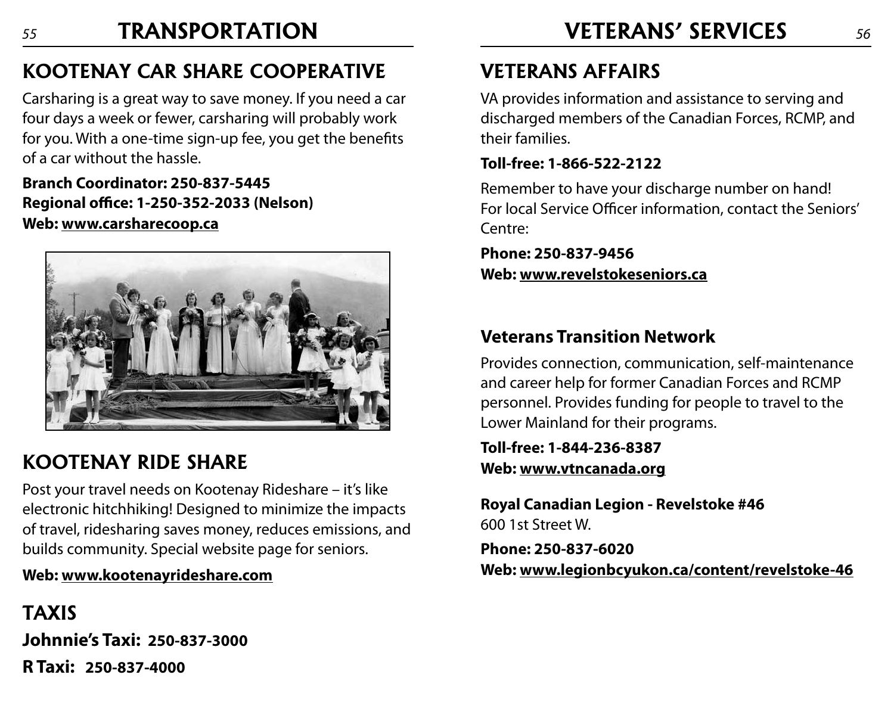# TRANSPORTATION

## KOOTENAY CAR SHARE COOPERATIVE

Carsharing is a great way to save money. If you need a car four days a week or fewer, carsharing will probably work for you. With a one-time sign-up fee, you get the benefits of a car without the hassle.

**Branch Coordinator: 250-837-5445**
**Regional office: 1-250-352-2033 (Nelson)**
**Web: www.carsharecoop.ca**

## KOOTENAY RIDE SHARE

Post your travel needs on Kootenay Rideshare – it's like electronic hitchhiking! Designed to minimize the impacts of travel, ridesharing saves money, reduces emissions, and builds community. Special website page for seniors.

**Web: www.kootenayrideshare.com**

## TAXIS

**Johnnie's Taxi: 250-837-3000**

**R Taxi: 250-837-4000**

# VETERANS' SERVICES

## VETERANS AFFAIRS

VA provides information and assistance to serving and discharged members of the Canadian Forces, RCMP, and their families.

**Toll-free: 1-866-522-2122**

Remember to have your discharge number on hand! For local Service Officer information, contact the Seniors' Centre:

**Phone: 250-837-9456**
**Web: www.revelstokeseniors.ca**

### Veterans Transition Network

Provides connection, communication, self-maintenance and career help for former Canadian Forces and RCMP personnel. Provides funding for people to travel to the Lower Mainland for their programs.

**Toll-free: 1-844-236-8387**
**Web: www.vtncanada.org**

**Royal Canadian Legion - Revelstoke #46**
600 1st Street W.

**Phone: 250-837-6020**
**Web: www.legionbcyukon.ca/content/revelstoke-46**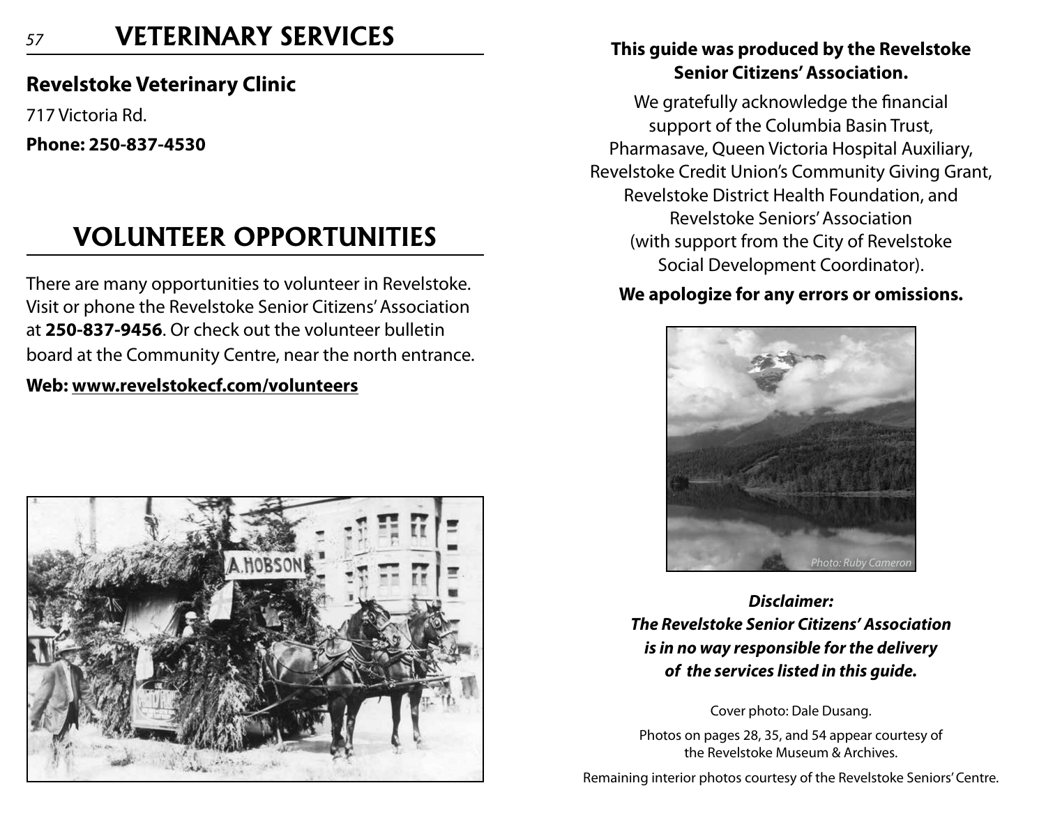# VETERINARY SERVICES

### Revelstoke Veterinary Clinic

717 Victoria Rd.

**Phone: 250-837-4530**

# VOLUNTEER OPPORTUNITIES

There are many opportunities to volunteer in Revelstoke. Visit or phone the Revelstoke Senior Citizens' Association at **250-837-9456**. Or check out the volunteer bulletin board at the Community Centre, near the north entrance.

**Web: www.revelstokecf.com/volunteers**

**This guide was produced by the Revelstoke Senior Citizens' Association.**

We gratefully acknowledge the financial support of the Columbia Basin Trust, Pharmasave, Queen Victoria Hospital Auxiliary, Revelstoke Credit Union's Community Giving Grant, Revelstoke District Health Foundation, and Revelstoke Seniors' Association (with support from the City of Revelstoke Social Development Coordinator).

**We apologize for any errors or omissions.**

*Photo: Ruby Cameron*

***Disclaimer:***
***The Revelstoke Senior Citizens' Association is in no way responsible for the delivery of the services listed in this guide.***

Cover photo: Dale Dusang.

Photos on pages 28, 35, and 54 appear courtesy of the Revelstoke Museum & Archives.

Remaining interior photos courtesy of the Revelstoke Seniors' Centre.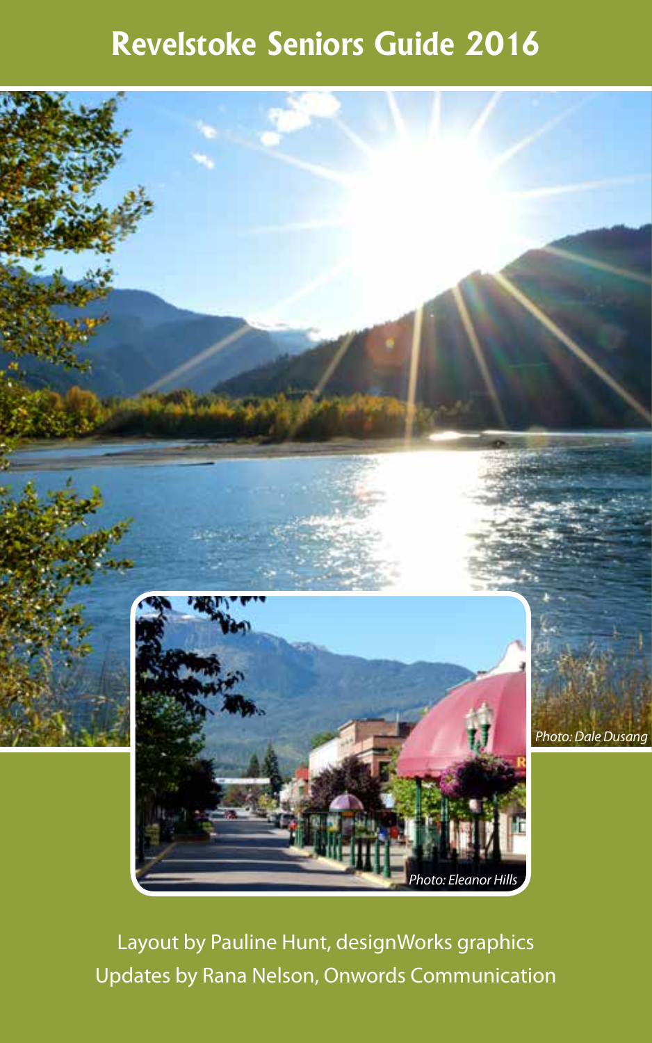# Revelstoke Seniors Guide 2016

Photo: Dale Dusang

Photo: Eleanor Hills

Layout by Pauline Hunt, designWorks graphics

Updates by Rana Nelson, Onwords Communication